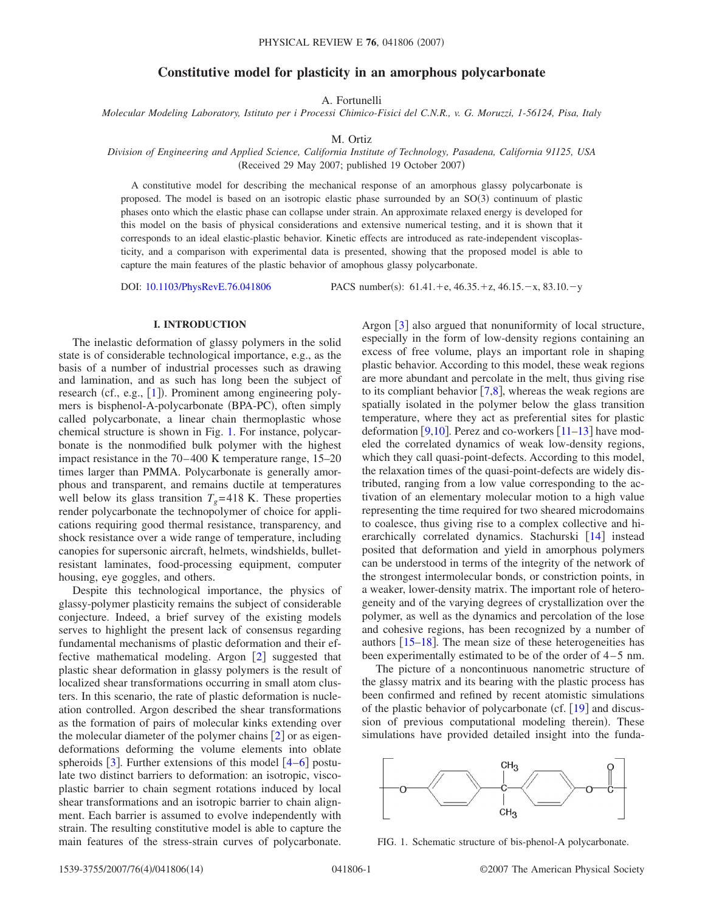# Constitutive model for plasticity in an amorphous polycarbonate

A. Fortunelli

*Molecular Modeling Laboratory, Istituto per i Processi Chimico-Fisici del C.N.R., v. G. Moruzzi, 1-56124, Pisa, Italy*

M. Ortiz

*Division of Engineering and Applied Science, California Institute of Technology, Pasadena, California 91125, USA*

(Received 29 May 2007; published 19 October 2007)

A constitutive model for describing the mechanical response of an amorphous glassy polycarbonate is proposed. The model is based on an isotropic elastic phase surrounded by an SO(3) continuum of plastic phases onto which the elastic phase can collapse under strain. An approximate relaxed energy is developed for this model on the basis of physical considerations and extensive numerical testing, and it is shown that it corresponds to an ideal elastic-plastic behavior. Kinetic effects are introduced as rate-independent viscoplasticity, and a comparison with experimental data is presented, showing that the proposed model is able to capture the main features of the plastic behavior of amophous glassy polycarbonate.

DOI: 10.1103/PhysRevE.76.041806 PACS number(s): 61.41.+e, 46.35.+z, 46.15.−x, 83.10.−y

## I. INTRODUCTION

The inelastic deformation of glassy polymers in the solid state is of considerable technological importance, e.g., as the basis of a number of industrial processes such as drawing and lamination, and as such has long been the subject of research (cf., e.g., [1]). Prominent among engineering polymers is bisphenol-A-polycarbonate (BPA-PC), often simply called polycarbonate, a linear chain thermoplastic whose chemical structure is shown in Fig. 1. For instance, polycarbonate is the nonmodified bulk polymer with the highest impact resistance in the 70–400 K temperature range, 15–20 times larger than PMMA. Polycarbonate is generally amorphous and transparent, and remains ductile at temperatures well below its glass transition $T_g$=418 K. These properties render polycarbonate the technopolymer of choice for applications requiring good thermal resistance, transparency, and shock resistance over a wide range of temperature, including canopies for supersonic aircraft, helmets, windshields, bullet-resistant laminates, food-processing equipment, computer housing, eye goggles, and others.

Despite this technological importance, the physics of glassy-polymer plasticity remains the subject of considerable conjecture. Indeed, a brief survey of the existing models serves to highlight the present lack of consensus regarding fundamental mechanisms of plastic deformation and their effective mathematical modeling. Argon [2] suggested that plastic shear deformation in glassy polymers is the result of localized shear transformations occurring in small atom clusters. In this scenario, the rate of plastic deformation is nucleation controlled. Argon described the shear transformations as the formation of pairs of molecular kinks extending over the molecular diameter of the polymer chains [2] or as eigendeformations deforming the volume elements into oblate spheroids [3]. Further extensions of this model [4–6] postulate two distinct barriers to deformation: an isotropic, viscoplastic barrier to chain segment rotations induced by local shear transformations and an isotropic barrier to chain alignment. Each barrier is assumed to evolve independently with strain. The resulting constitutive model is able to capture the main features of the stress-strain curves of polycarbonate. Argon [3] also argued that nonuniformity of local structure, especially in the form of low-density regions containing an excess of free volume, plays an important role in shaping plastic behavior. According to this model, these weak regions are more abundant and percolate in the melt, thus giving rise to its compliant behavior [7,8], whereas the weak regions are spatially isolated in the polymer below the glass transition temperature, where they act as preferential sites for plastic deformation [9,10]. Perez and co-workers [11–13] have modeled the correlated dynamics of weak low-density regions, which they call quasi-point-defects. According to this model, the relaxation times of the quasi-point-defects are widely distributed, ranging from a low value corresponding to the activation of an elementary molecular motion to a high value representing the time required for two sheared microdomains to coalesce, thus giving rise to a complex collective and hierarchically correlated dynamics. Stachurski [14] instead posited that deformation and yield in amorphous polymers can be understood in terms of the integrity of the network of the strongest intermolecular bonds, or constriction points, in a weaker, lower-density matrix. The important role of heterogeneity and of the varying degrees of crystallization over the polymer, as well as the dynamics and percolation of the lose and cohesive regions, has been recognized by a number of authors [15–18]. The mean size of these heterogeneities has been experimentally estimated to be of the order of 4–5 nm.

The picture of a noncontinuous nanometric structure of the glassy matrix and its bearing with the plastic process has been confirmed and refined by recent atomistic simulations of the plastic behavior of polycarbonate (cf. [19] and discussion of previous computational modeling therein). These simulations have provided detailed insight into the funda-

FIG. 1. Schematic structure of bis-phenol-A polycarbonate.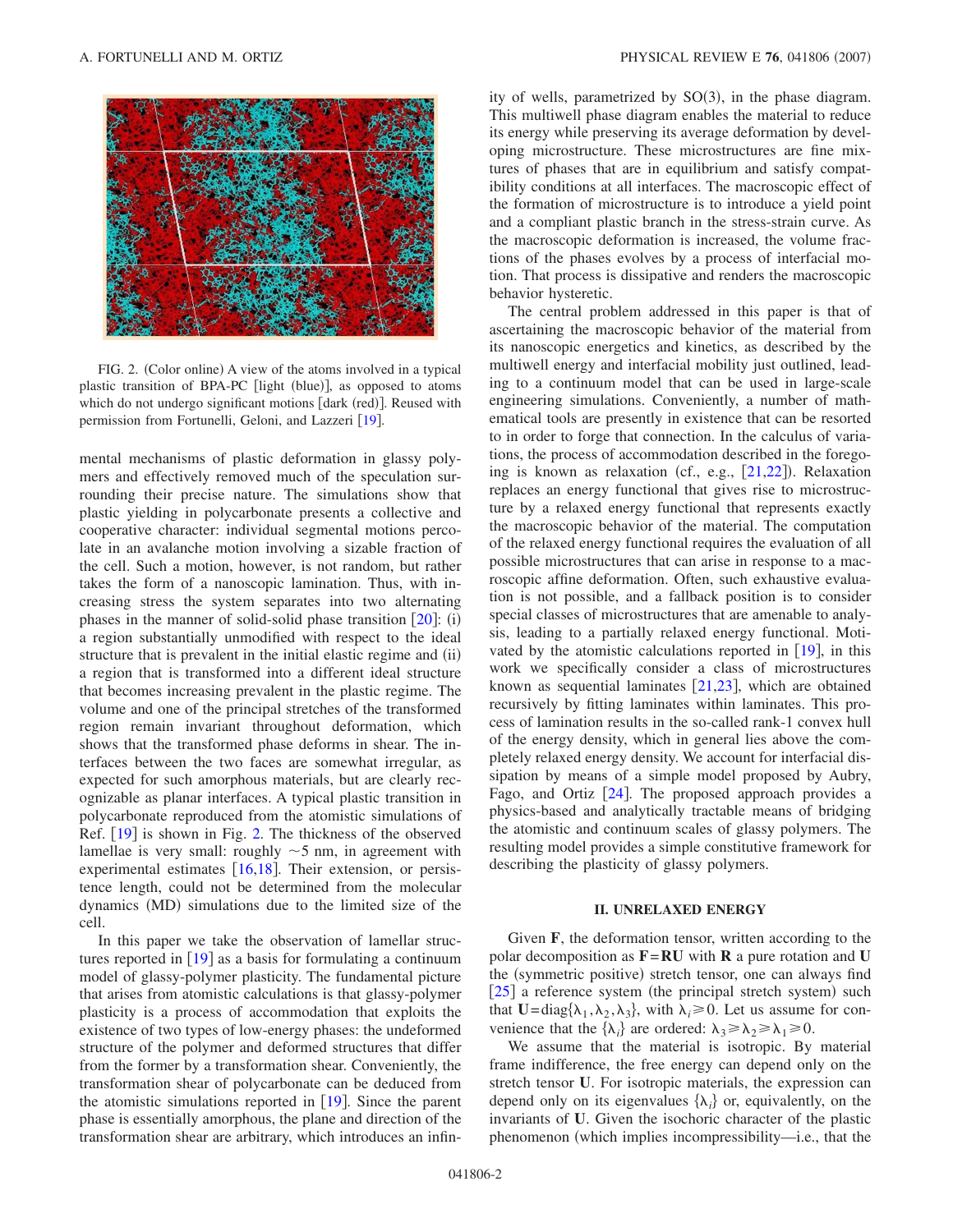FIG. 2. (Color online) A view of the atoms involved in a typical plastic transition of BPA-PC [light (blue)], as opposed to atoms which do not undergo significant motions [dark (red)]. Reused with permission from Fortunelli, Geloni, and Lazzeri [19].

mental mechanisms of plastic deformation in glassy polymers and effectively removed much of the speculation surrounding their precise nature. The simulations show that plastic yielding in polycarbonate presents a collective and cooperative character: individual segmental motions percolate in an avalanche motion involving a sizable fraction of the cell. Such a motion, however, is not random, but rather takes the form of a nanoscopic lamination. Thus, with increasing stress the system separates into two alternating phases in the manner of solid-solid phase transition [20]: (i) a region substantially unmodified with respect to the ideal structure that is prevalent in the initial elastic regime and (ii) a region that is transformed into a different ideal structure that becomes increasing prevalent in the plastic regime. The volume and one of the principal stretches of the transformed region remain invariant throughout deformation, which shows that the transformed phase deforms in shear. The interfaces between the two faces are somewhat irregular, as expected for such amorphous materials, but are clearly recognizable as planar interfaces. A typical plastic transition in polycarbonate reproduced from the atomistic simulations of Ref. [19] is shown in Fig. 2. The thickness of the observed lamellae is very small: roughly $\sim 5$ nm, in agreement with experimental estimates [16,18]. Their extension, or persistence length, could not be determined from the molecular dynamics (MD) simulations due to the limited size of the cell.

In this paper we take the observation of lamellar structures reported in [19] as a basis for formulating a continuum model of glassy-polymer plasticity. The fundamental picture that arises from atomistic calculations is that glassy-polymer plasticity is a process of accommodation that exploits the existence of two types of low-energy phases: the undeformed structure of the polymer and deformed structures that differ from the former by a transformation shear. Conveniently, the transformation shear of polycarbonate can be deduced from the atomistic simulations reported in [19]. Since the parent phase is essentially amorphous, the plane and direction of the transformation shear are arbitrary, which introduces an infinity of wells, parametrized by SO(3), in the phase diagram. This multiwell phase diagram enables the material to reduce its energy while preserving its average deformation by developing microstructure. These microstructures are fine mixtures of phases that are in equilibrium and satisfy compatibility conditions at all interfaces. The macroscopic effect of the formation of microstructure is to introduce a yield point and a compliant plastic branch in the stress-strain curve. As the macroscopic deformation is increased, the volume fractions of the phases evolves by a process of interfacial motion. That process is dissipative and renders the macroscopic behavior hysteretic.

The central problem addressed in this paper is that of ascertaining the macroscopic behavior of the material from its nanoscopic energetics and kinetics, as described by the multiwell energy and interfacial mobility just outlined, leading to a continuum model that can be used in large-scale engineering simulations. Conveniently, a number of mathematical tools are presently in existence that can be resorted to in order to forge that connection. In the calculus of variations, the process of accommodation described in the foregoing is known as relaxation (cf., e.g., [21,22]). Relaxation replaces an energy functional that gives rise to microstructure by a relaxed energy functional that represents exactly the macroscopic behavior of the material. The computation of the relaxed energy functional requires the evaluation of all possible microstructures that can arise in response to a macroscopic affine deformation. Often, such exhaustive evaluation is not possible, and a fallback position is to consider special classes of microstructures that are amenable to analysis, leading to a partially relaxed energy functional. Motivated by the atomistic calculations reported in [19], in this work we specifically consider a class of microstructures known as sequential laminates [21,23], which are obtained recursively by fitting laminates within laminates. This process of lamination results in the so-called rank-1 convex hull of the energy density, which in general lies above the completely relaxed energy density. We account for interfacial dissipation by means of a simple model proposed by Aubry, Fago, and Ortiz [24]. The proposed approach provides a physics-based and analytically tractable means of bridging the atomistic and continuum scales of glassy polymers. The resulting model provides a simple constitutive framework for describing the plasticity of glassy polymers.

## II. UNRELAXED ENERGY

Given $\mathbf{F}$, the deformation tensor, written according to the polar decomposition as $\mathbf{F}=\mathbf{RU}$ with $\mathbf{R}$ a pure rotation and $\mathbf{U}$ the (symmetric positive) stretch tensor, one can always find [25] a reference system (the principal stretch system) such that $\mathbf{U}=\text{diag}\{\lambda_1,\lambda_2,\lambda_3\}$, with $\lambda_i \geqslant 0$. Let us assume for convenience that the $\{\lambda_i\}$ are ordered: $\lambda_3 \geqslant \lambda_2 \geqslant \lambda_1 \geqslant 0$.

We assume that the material is isotropic. By material frame indifference, the free energy can depend only on the stretch tensor $\mathbf{U}$. For isotropic materials, the expression can depend only on its eigenvalues $\{\lambda_i\}$ or, equivalently, on the invariants of $\mathbf{U}$. Given the isochoric character of the plastic phenomenon (which implies incompressibility—i.e., that the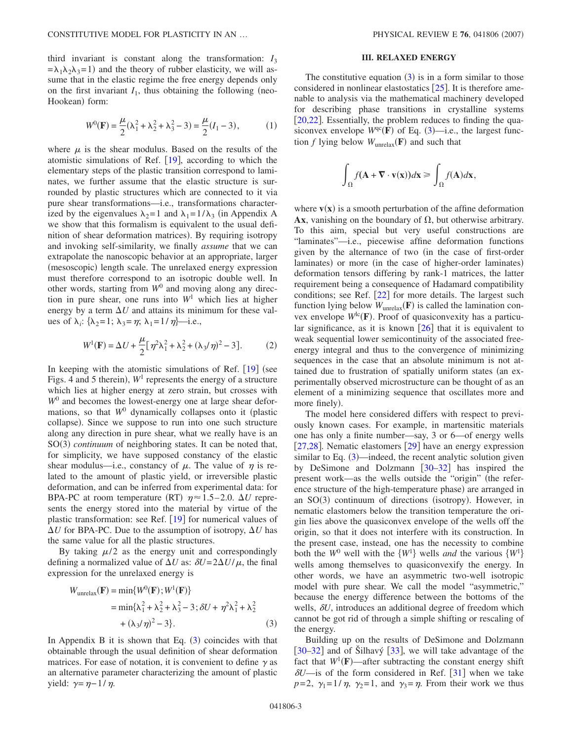third invariant is constant along the transformation: $I_3 = \lambda_1\lambda_2\lambda_3 = 1$) and the theory of rubber elasticity, we will assume that in the elastic regime the free energy depends only on the first invariant $I_1$, thus obtaining the following (neo-Hookean) form:

$$W^0(\mathbf{F}) = \frac{\mu}{2}(\lambda_1^2 + \lambda_2^2 + \lambda_3^2 - 3) = \frac{\mu}{2}(I_1 - 3), \tag{1}$$

where $\mu$ is the shear modulus. Based on the results of the atomistic simulations of Ref. [19], according to which the elementary steps of the plastic transition correspond to laminates, we further assume that the elastic structure is surrounded by plastic structures which are connected to it via pure shear transformations—i.e., transformations characterized by the eigenvalues $\lambda_2 = 1$ and $\lambda_1 = 1/\lambda_3$ (in Appendix A we show that this formalism is equivalent to the usual definition of shear deformation matrices). By requiring isotropy and invoking self-similarity, we finally *assume* that we can extrapolate the nanoscopic behavior at an appropriate, larger (mesoscopic) length scale. The unrelaxed energy expression must therefore correspond to an isotropic double well. In other words, starting from $W^0$ and moving along any direction in pure shear, one runs into $W^1$ which lies at higher energy by a term $\Delta U$ and attains its minimum for these values of $\lambda_i$: $\{\lambda_2 = 1;\ \lambda_3 = \eta;\ \lambda_1 = 1/\eta\}$—i.e.,

$$W^1(\mathbf{F}) = \Delta U + \frac{\mu}{2}[\eta^2\lambda_1^2 + \lambda_2^2 + (\lambda_3/\eta)^2 - 3]. \tag{2}$$

In keeping with the atomistic simulations of Ref. [19] (see Figs. 4 and 5 therein), $W^1$ represents the energy of a structure which lies at higher energy at zero strain, but crosses with $W^0$ and becomes the lowest-energy one at large shear deformations, so that $W^0$ dynamically collapses onto it (plastic collapse). Since we suppose to run into one such structure along any direction in pure shear, what we really have is an SO(3) *continuum* of neighboring states. It can be noted that, for simplicity, we have supposed constancy of the elastic shear modulus—i.e., constancy of $\mu$. The value of $\eta$ is related to the amount of plastic yield, or irreversible plastic deformation, and can be inferred from experimental data: for BPA-PC at room temperature (RT) $\eta \approx 1.5$–$2.0$. $\Delta U$ represents the energy stored into the material by virtue of the plastic transformation: see Ref. [19] for numerical values of $\Delta U$ for BPA-PC. Due to the assumption of isotropy, $\Delta U$ has the same value for all the plastic structures.

By taking $\mu/2$ as the energy unit and correspondingly defining a normalized value of $\Delta U$ as: $\delta U = 2\Delta U/\mu$, the final expression for the unrelaxed energy is

$$\begin{aligned} W_{\text{unrelax}}(\mathbf{F}) &= \min\{W^0(\mathbf{F}); W^1(\mathbf{F})\} \\ &= \min\{\lambda_1^2 + \lambda_2^2 + \lambda_3^2 - 3; \delta U + \eta^2\lambda_1^2 + \lambda_2^2 \\ &\quad + (\lambda_3/\eta)^2 - 3\}. \end{aligned} \tag{3}$$

In Appendix B it is shown that Eq. (3) coincides with that obtainable through the usual definition of shear deformation matrices. For ease of notation, it is convenient to define $\gamma$ as an alternative parameter characterizing the amount of plastic yield: $\gamma = \eta - 1/\eta$.

## III. RELAXED ENERGY

The constitutive equation (3) is in a form similar to those considered in nonlinear elastostatics [25]. It is therefore amenable to analysis via the mathematical machinery developed for describing phase transitions in crystalline systems [20,22]. Essentially, the problem reduces to finding the quasiconvex envelope $W^{\text{qc}}(\mathbf{F})$ of Eq. (3)—i.e., the largest function $f$ lying below $W_{\text{unrelax}}(\mathbf{F})$ and such that

$$\int_\Omega f(\mathbf{A} + \nabla \cdot \mathbf{v}(\mathbf{x}))d\mathbf{x} \geq \int_\Omega f(\mathbf{A})d\mathbf{x},$$

where $\mathbf{v}(\mathbf{x})$ is a smooth perturbation of the affine deformation $\mathbf{A}\mathbf{x}$, vanishing on the boundary of $\Omega$, but otherwise arbitrary. To this aim, special but very useful constructions are "laminates"—i.e., piecewise affine deformation functions given by the alternance of two (in the case of first-order laminates) or more (in the case of higher-order laminates) deformation tensors differing by rank-1 matrices, the latter requirement being a consequence of Hadamard compatibility conditions; see Ref. [22] for more details. The largest such function lying below $W_{\text{unrelax}}(\mathbf{F})$ is called the lamination convex envelope $W^{\text{lc}}(\mathbf{F})$. Proof of quasiconvexity has a particular significance, as it is known [26] that it is equivalent to weak sequential lower semicontinuity of the associated free-energy integral and thus to the convergence of minimizing sequences in the case that an absolute minimum is not attained due to frustration of spatially uniform states (an experimentally observed microstructure can be thought of as an element of a minimizing sequence that oscillates more and more finely).

The model here considered differs with respect to previously known cases. For example, in martensitic materials one has only a finite number—say, 3 or 6—of energy wells [27,28]. Nematic elastomers [29] have an energy expression similar to Eq. (3)—indeed, the recent analytic solution given by DeSimone and Dolzmann [30–32] has inspired the present work—as the wells outside the "origin" (the reference structure of the high-temperature phase) are arranged in an SO(3) continuum of directions (isotropy). However, in nematic elastomers below the transition temperature the origin lies above the quasiconvex envelope of the wells off the origin, so that it does not interfere with its construction. In the present case, instead, one has the necessity to combine both the $W^0$ well with the $\{W^1\}$ wells *and* the various $\{W^1\}$ wells among themselves to quasiconvexify the energy. In other words, we have an asymmetric two-well isotropic model with pure shear. We call the model "asymmetric," because the energy difference between the bottoms of the wells, $\delta U$, introduces an additional degree of freedom which cannot be got rid of through a simple shifting or rescaling of the energy.

Building up on the results of DeSimone and Dolzmann [30–32] and of Šilhavý [33], we will take advantage of the fact that $W^1(\mathbf{F})$—after subtracting the constant energy shift $\delta U$—is of the form considered in Ref. [31] when we take $p=2$, $\gamma_1 = 1/\eta$, $\gamma_2 = 1$, and $\gamma_3 = \eta$. From their work we thus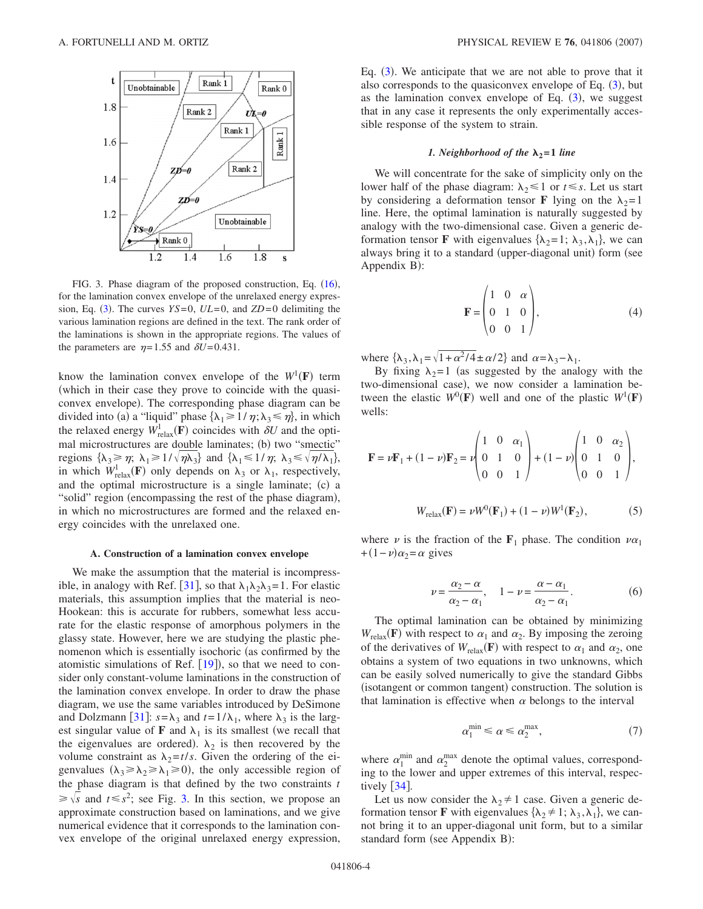FIG. 3. Phase diagram of the proposed construction, Eq. (16), for the lamination convex envelope of the unrelaxed energy expression, Eq. (3). The curves $YS=0$, $UL=0$, and $ZD=0$ delimiting the various lamination regions are defined in the text. The rank order of the laminations is shown in the appropriate regions. The values of the parameters are $\eta=1.55$ and $\delta U=0.431$.

know the lamination convex envelope of the $W^1(\mathbf{F})$ term (which in their case they prove to coincide with the quasiconvex envelope). The corresponding phase diagram can be divided into (a) a "liquid" phase $\{\lambda_1 \geq 1/\eta; \lambda_3 \leq \eta\}$, in which the relaxed energy $W^1_{\text{relax}}(\mathbf{F})$ coincides with $\delta U$ and the optimal microstructures are double laminates; (b) two "smectic" regions $\{\lambda_3 \geq \eta;\ \lambda_1 \geq 1/\sqrt{\eta\lambda_3}\}$ and $\{\lambda_1 \leq 1/\eta;\ \lambda_3 \leq \sqrt{\eta/\lambda_1}\}$, in which $W^1_{\text{relax}}(\mathbf{F})$ only depends on $\lambda_3$ or $\lambda_1$, respectively, and the optimal microstructure is a single laminate; (c) a "solid" region (encompassing the rest of the phase diagram), in which no microstructures are formed and the relaxed energy coincides with the unrelaxed one.

### A. Construction of a lamination convex envelope

We make the assumption that the material is incompressible, in analogy with Ref. [31], so that $\lambda_1\lambda_2\lambda_3=1$. For elastic materials, this assumption implies that the material is neo-Hookean: this is accurate for rubbers, somewhat less accurate for the elastic response of amorphous polymers in the glassy state. However, here we are studying the plastic phenomenon which is essentially isochoric (as confirmed by the atomistic simulations of Ref. [19]), so that we need to consider only constant-volume laminations in the construction of the lamination convex envelope. In order to draw the phase diagram, we use the same variables introduced by DeSimone and Dolzmann [31]: $s=\lambda_3$ and $t=1/\lambda_1$, where $\lambda_3$ is the largest singular value of $\mathbf{F}$ and $\lambda_1$ is its smallest (we recall that the eigenvalues are ordered). $\lambda_2$ is then recovered by the volume constraint as $\lambda_2=t/s$. Given the ordering of the eigenvalues ($\lambda_3 \geq \lambda_2 \geq \lambda_1 \geq 0$), the only accessible region of the phase diagram is that defined by the two constraints $t \geq \sqrt{s}$ and $t \leq s^2$; see Fig. 3. In this section, we propose an approximate construction based on laminations, and we give numerical evidence that it corresponds to the lamination convex envelope of the original unrelaxed energy expression, Eq. (3). We anticipate that we are not able to prove that it also corresponds to the quasiconvex envelope of Eq. (3), but as the lamination convex envelope of Eq. (3), we suggest that in any case it represents the only experimentally accessible response of the system to strain.

#### *1. Neighborhood of the $\lambda_2=1$ line*

We will concentrate for the sake of simplicity only on the lower half of the phase diagram: $\lambda_2 \leq 1$ or $t \leq s$. Let us start by considering a deformation tensor $\mathbf{F}$ lying on the $\lambda_2=1$ line. Here, the optimal lamination is naturally suggested by analogy with the two-dimensional case. Given a generic deformation tensor $\mathbf{F}$ with eigenvalues $\{\lambda_2=1;\ \lambda_3,\lambda_1\}$, we can always bring it to a standard (upper-diagonal unit) form (see Appendix B):

$$\mathbf{F}=\begin{pmatrix} 1 & 0 & \alpha \\ 0 & 1 & 0 \\ 0 & 0 & 1 \end{pmatrix}, \tag{4}$$

where $\{\lambda_3,\lambda_1=\sqrt{1+\alpha^2/4}\pm\alpha/2\}$ and $\alpha=\lambda_3-\lambda_1$.

By fixing $\lambda_2=1$ (as suggested by the analogy with the two-dimensional case), we now consider a lamination between the elastic $W^0(\mathbf{F})$ well and one of the plastic $W^1(\mathbf{F})$ wells:

$$\mathbf{F}=\nu\mathbf{F}_1+(1-\nu)\mathbf{F}_2=\nu\begin{pmatrix} 1 & 0 & \alpha_1 \\ 0 & 1 & 0 \\ 0 & 0 & 1 \end{pmatrix}+(1-\nu)\begin{pmatrix} 1 & 0 & \alpha_2 \\ 0 & 1 & 0 \\ 0 & 0 & 1 \end{pmatrix},$$

$$W_{\text{relax}}(\mathbf{F})=\nu W^0(\mathbf{F}_1)+(1-\nu)W^1(\mathbf{F}_2), \tag{5}$$

where $\nu$ is the fraction of the $\mathbf{F}_1$ phase. The condition $\nu\alpha_1+(1-\nu)\alpha_2=\alpha$ gives

$$\nu=\frac{\alpha_2-\alpha}{\alpha_2-\alpha_1},\quad 1-\nu=\frac{\alpha-\alpha_1}{\alpha_2-\alpha_1}. \tag{6}$$

The optimal lamination can be obtained by minimizing $W_{\text{relax}}(\mathbf{F})$ with respect to $\alpha_1$ and $\alpha_2$. By imposing the zeroing of the derivatives of $W_{\text{relax}}(\mathbf{F})$ with respect to $\alpha_1$ and $\alpha_2$, one obtains a system of two equations in two unknowns, which can be easily solved numerically to give the standard Gibbs (isotangent or common tangent) construction. The solution is that lamination is effective when $\alpha$ belongs to the interval

$$\alpha_1^{\min} \leq \alpha \leq \alpha_2^{\max}, \tag{7}$$

where $\alpha_1^{\min}$ and $\alpha_2^{\max}$ denote the optimal values, corresponding to the lower and upper extremes of this interval, respectively [34].

Let us now consider the $\lambda_2 \neq 1$ case. Given a generic deformation tensor $\mathbf{F}$ with eigenvalues $\{\lambda_2 \neq 1;\ \lambda_3,\lambda_1\}$, we cannot bring it to an upper-diagonal unit form, but to a similar standard form (see Appendix B):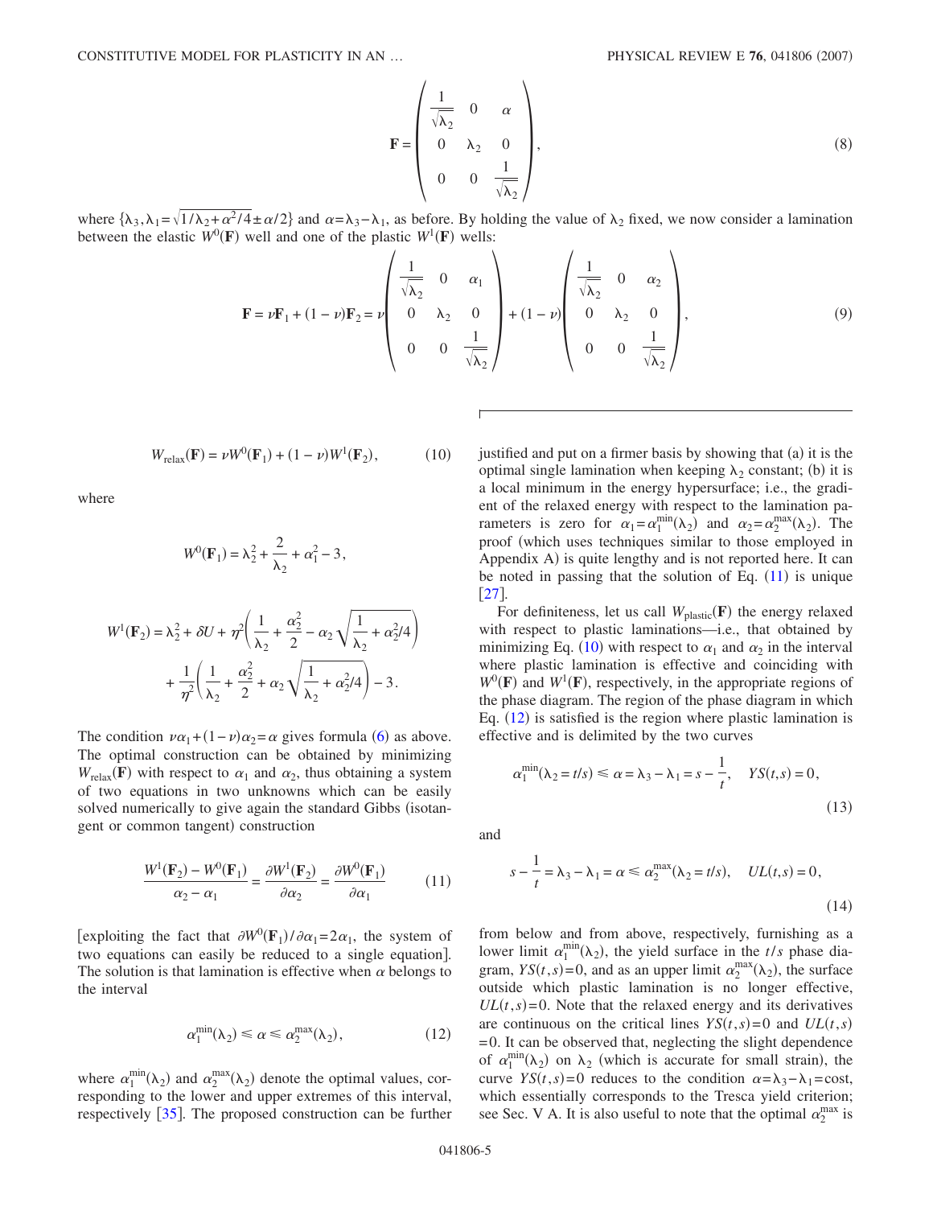$$
\mathbf{F} = \begin{pmatrix} \frac{1}{\sqrt{\lambda_2}} & 0 & \alpha \\ 0 & \lambda_2 & 0 \\ 0 & 0 & \frac{1}{\sqrt{\lambda_2}} \end{pmatrix}, \tag{8}
$$

where $\{\lambda_3, \lambda_1 = \sqrt{1/\lambda_2 + \alpha^2/4} \pm \alpha/2\}$ and $\alpha = \lambda_3 - \lambda_1$, as before. By holding the value of $\lambda_2$ fixed, we now consider a lamination between the elastic $W^0(\mathbf{F})$ well and one of the plastic $W^1(\mathbf{F})$ wells:

$$
\mathbf{F} = \nu \mathbf{F}_1 + (1-\nu)\mathbf{F}_2 = \nu \begin{pmatrix} \frac{1}{\sqrt{\lambda_2}} & 0 & \alpha_1 \\ 0 & \lambda_2 & 0 \\ 0 & 0 & \frac{1}{\sqrt{\lambda_2}} \end{pmatrix} + (1-\nu) \begin{pmatrix} \frac{1}{\sqrt{\lambda_2}} & 0 & \alpha_2 \\ 0 & \lambda_2 & 0 \\ 0 & 0 & \frac{1}{\sqrt{\lambda_2}} \end{pmatrix}, \tag{9}
$$

$$
W_{\text{relax}}(\mathbf{F}) = \nu W^0(\mathbf{F}_1) + (1-\nu) W^1(\mathbf{F}_2), \tag{10}
$$

where

$$
W^0(\mathbf{F}_1) = \lambda_2^2 + \frac{2}{\lambda_2} + \alpha_1^2 - 3,
$$

$$
W^1(\mathbf{F}_2) = \lambda_2^2 + \delta U + \eta^2 \left( \frac{1}{\lambda_2} + \frac{\alpha_2^2}{2} - \alpha_2 \sqrt{\frac{1}{\lambda_2} + \alpha_2^2/4} \right) + \frac{1}{\eta^2} \left( \frac{1}{\lambda_2} + \frac{\alpha_2^2}{2} + \alpha_2 \sqrt{\frac{1}{\lambda_2} + \alpha_2^2/4} \right) - 3.
$$

The condition $\nu\alpha_1 + (1-\nu)\alpha_2 = \alpha$ gives formula (6) as above. The optimal construction can be obtained by minimizing $W_{\text{relax}}(\mathbf{F})$ with respect to $\alpha_1$ and $\alpha_2$, thus obtaining a system of two equations in two unknowns which can be easily solved numerically to give again the standard Gibbs (isotangent or common tangent) construction

$$
\frac{W^1(\mathbf{F}_2) - W^0(\mathbf{F}_1)}{\alpha_2 - \alpha_1} = \frac{\partial W^1(\mathbf{F}_2)}{\partial \alpha_2} = \frac{\partial W^0(\mathbf{F}_1)}{\partial \alpha_1} \tag{11}
$$

[exploiting the fact that $\partial W^0(\mathbf{F}_1)/\partial \alpha_1 = 2\alpha_1$, the system of two equations can easily be reduced to a single equation]. The solution is that lamination is effective when $\alpha$ belongs to the interval

$$
\alpha_1^{\min}(\lambda_2) \leq \alpha \leq \alpha_2^{\max}(\lambda_2), \tag{12}
$$

where $\alpha_1^{\min}(\lambda_2)$ and $\alpha_2^{\max}(\lambda_2)$ denote the optimal values, corresponding to the lower and upper extremes of this interval, respectively [35]. The proposed construction can be further justified and put on a firmer basis by showing that (a) it is the optimal single lamination when keeping $\lambda_2$ constant; (b) it is a local minimum in the energy hypersurface; i.e., the gradient of the relaxed energy with respect to the lamination parameters is zero for $\alpha_1 = \alpha_1^{\min}(\lambda_2)$ and $\alpha_2 = \alpha_2^{\max}(\lambda_2)$. The proof (which uses techniques similar to those employed in Appendix A) is quite lengthy and is not reported here. It can be noted in passing that the solution of Eq. (11) is unique [27].

For definiteness, let us call $W_{\text{plastic}}(\mathbf{F})$ the energy relaxed with respect to plastic laminations—i.e., that obtained by minimizing Eq. (10) with respect to $\alpha_1$ and $\alpha_2$ in the interval where plastic lamination is effective and coinciding with $W^0(\mathbf{F})$ and $W^1(\mathbf{F})$, respectively, in the appropriate regions of the phase diagram. The region of the phase diagram in which Eq. (12) is satisfied is the region where plastic lamination is effective and is delimited by the two curves

$$
\alpha_1^{\min}(\lambda_2 = t/s) \leq \alpha = \lambda_3 - \lambda_1 = s - \frac{1}{t}, \quad YS(t,s) = 0, \tag{13}
$$

and

$$
s - \frac{1}{t} = \lambda_3 - \lambda_1 = \alpha \leq \alpha_2^{\max}(\lambda_2 = t/s), \quad UL(t,s) = 0, \tag{14}
$$

from below and from above, respectively, furnishing as a lower limit $\alpha_1^{\min}(\lambda_2)$, the yield surface in the $t/s$ phase diagram, $YS(t,s) = 0$, and as an upper limit $\alpha_2^{\max}(\lambda_2)$, the surface outside which plastic lamination is no longer effective, $UL(t,s) = 0$. Note that the relaxed energy and its derivatives are continuous on the critical lines $YS(t,s) = 0$ and $UL(t,s) = 0$. It can be observed that, neglecting the slight dependence of $\alpha_1^{\min}(\lambda_2)$ on $\lambda_2$ (which is accurate for small strain), the curve $YS(t,s) = 0$ reduces to the condition $\alpha = \lambda_3 - \lambda_1 = \text{cost}$, which essentially corresponds to the Tresca yield criterion; see Sec. V A. It is also useful to note that the optimal $\alpha_2^{\max}$ is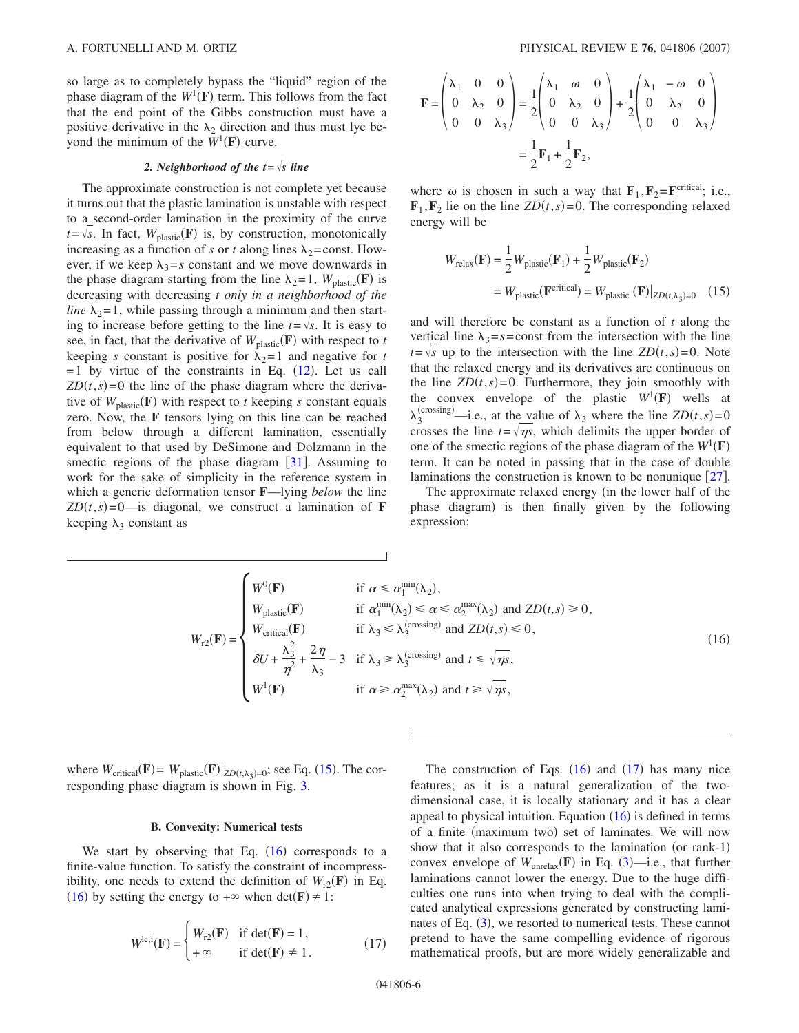so large as to completely bypass the "liquid" region of the phase diagram of the $W^1(\mathbf{F})$ term. This follows from the fact that the end point of the Gibbs construction must have a positive derivative in the $\lambda_2$ direction and thus must lye beyond the minimum of the $W^1(\mathbf{F})$ curve.

### 2. Neighborhood of the $t=\sqrt{s}$ line

The approximate construction is not complete yet because it turns out that the plastic lamination is unstable with respect to a second-order lamination in the proximity of the curve $t=\sqrt{s}$. In fact, $W_{\text{plastic}}(\mathbf{F})$ is, by construction, monotonically increasing as a function of $s$ or $t$ along lines $\lambda_2=$const. However, if we keep $\lambda_3=s$ constant and we move downwards in the phase diagram starting from the line $\lambda_2=1$, $W_{\text{plastic}}(\mathbf{F})$ is decreasing with decreasing *t only in a neighborhood of the line* $\lambda_2=1$, while passing through a minimum and then starting to increase before getting to the line $t=\sqrt{s}$. It is easy to see, in fact, that the derivative of $W_{\text{plastic}}(\mathbf{F})$ with respect to $t$ keeping $s$ constant is positive for $\lambda_2=1$ and negative for $t=1$ by virtue of the constraints in Eq. (12). Let us call $ZD(t,s)=0$ the line of the phase diagram where the derivative of $W_{\text{plastic}}(\mathbf{F})$ with respect to $t$ keeping $s$ constant equals zero. Now, the $\mathbf{F}$ tensors lying on this line can be reached from below through a different lamination, essentially equivalent to that used by DeSimone and Dolzmann in the smectic regions of the phase diagram [31]. Assuming to work for the sake of simplicity in the reference system in which a generic deformation tensor $\mathbf{F}$—lying *below* the line $ZD(t,s)=0$—is diagonal, we construct a lamination of $\mathbf{F}$ keeping $\lambda_3$ constant as

$$
\mathbf{F}=\begin{pmatrix}\lambda_1 & 0 & 0\\ 0 & \lambda_2 & 0\\ 0 & 0 & \lambda_3\end{pmatrix}=\frac{1}{2}\begin{pmatrix}\lambda_1 & \omega & 0\\ 0 & \lambda_2 & 0\\ 0 & 0 & \lambda_3\end{pmatrix}+\frac{1}{2}\begin{pmatrix}\lambda_1 & -\omega & 0\\ 0 & \lambda_2 & 0\\ 0 & 0 & \lambda_3\end{pmatrix}=\frac{1}{2}\mathbf{F}_1+\frac{1}{2}\mathbf{F}_2,
$$

where $\omega$ is chosen in such a way that $\mathbf{F}_1,\mathbf{F}_2=\mathbf{F}^{\text{critical}}$; i.e., $\mathbf{F}_1,\mathbf{F}_2$ lie on the line $ZD(t,s)=0$. The corresponding relaxed energy will be

$$
W_{\text{relax}}(\mathbf{F})=\frac{1}{2}W_{\text{plastic}}(\mathbf{F}_1)+\frac{1}{2}W_{\text{plastic}}(\mathbf{F}_2)=W_{\text{plastic}}(\mathbf{F}^{\text{critical}})=W_{\text{plastic}}(\mathbf{F})|_{ZD(t,\lambda_3)=0} \quad (15)
$$

and will therefore be constant as a function of $t$ along the vertical line $\lambda_3=s=$const from the intersection with the line $t=\sqrt{s}$ up to the intersection with the line $ZD(t,s)=0$. Note that the relaxed energy and its derivatives are continuous on the line $ZD(t,s)=0$. Furthermore, they join smoothly with the convex envelope of the plastic $W^1(\mathbf{F})$ wells at $\lambda_3^{(\text{crossing})}$—i.e., at the value of $\lambda_3$ where the line $ZD(t,s)=0$ crosses the line $t=\sqrt{\eta s}$, which delimits the upper border of one of the smectic regions of the phase diagram of the $W^1(\mathbf{F})$ term. It can be noted in passing that in the case of double laminations the construction is known to be nonunique [27].

The approximate relaxed energy (in the lower half of the phase diagram) is then finally given by the following expression:

$$
W_{r2}(\mathbf{F})=\begin{cases}W^0(\mathbf{F}) & \text{if } \alpha\le\alpha_1^{\min}(\lambda_2),\\ W_{\text{plastic}}(\mathbf{F}) & \text{if } \alpha_1^{\min}(\lambda_2)\le\alpha\le\alpha_2^{\max}(\lambda_2) \text{ and } ZD(t,s)\ge 0,\\ W_{\text{critical}}(\mathbf{F}) & \text{if } \lambda_3\le\lambda_3^{(\text{crossing})} \text{ and } ZD(t,s)\le 0,\\ \delta U+\dfrac{\lambda_3^2}{\eta^2}+\dfrac{2\eta}{\lambda_3}-3 & \text{if } \lambda_3\ge\lambda_3^{(\text{crossing})} \text{ and } t\le\sqrt{\eta s},\\ W^1(\mathbf{F}) & \text{if } \alpha\ge\alpha_2^{\max}(\lambda_2) \text{ and } t\ge\sqrt{\eta s},\end{cases} \quad (16)
$$

where $W_{\text{critical}}(\mathbf{F})=W_{\text{plastic}}(\mathbf{F})|_{ZD(t,\lambda_3)=0}$; see Eq. (15). The corresponding phase diagram is shown in Fig. 3.

## B. Convexity: Numerical tests

We start by observing that Eq. (16) corresponds to a finite-value function. To satisfy the constraint of incompressibility, one needs to extend the definition of $W_{r2}(\mathbf{F})$ in Eq. (16) by setting the energy to $+\infty$ when $\det(\mathbf{F})\neq 1$:

$$
W^{\text{lc,i}}(\mathbf{F})=\begin{cases}W_{r2}(\mathbf{F}) & \text{if } \det(\mathbf{F})=1,\\ +\infty & \text{if } \det(\mathbf{F})\neq 1.\end{cases} \quad (17)
$$

The construction of Eqs. (16) and (17) has many nice features; as it is a natural generalization of the two-dimensional case, it is locally stationary and it has a clear appeal to physical intuition. Equation (16) is defined in terms of a finite (maximum two) set of laminates. We will now show that it also corresponds to the lamination (or rank-1) convex envelope of $W_{\text{unrelax}}(\mathbf{F})$ in Eq. (3)—i.e., that further laminations cannot lower the energy. Due to the huge difficulties one runs into when trying to deal with the complicated analytical expressions generated by constructing laminates of Eq. (3), we resorted to numerical tests. These cannot pretend to have the same compelling evidence of rigorous mathematical proofs, but are more widely generalizable and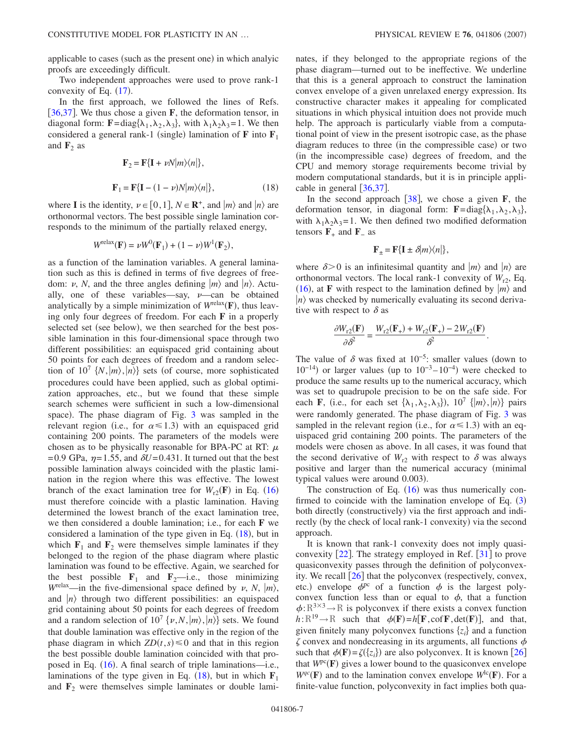applicable to cases (such as the present one) in which analytic proofs are exceedingly difficult.

Two independent approaches were used to prove rank-1 convexity of Eq. (17).

In the first approach, we followed the lines of Refs. [36,37]. We thus chose a given $\mathbf{F}$, the deformation tensor, in diagonal form: $\mathbf{F}=\mathrm{diag}\{\lambda_1,\lambda_2,\lambda_3\}$, with $\lambda_1\lambda_2\lambda_3=1$. We then considered a general rank-1 (single) lamination of $\mathbf{F}$ into $\mathbf{F}_1$ and $\mathbf{F}_2$ as

$$\mathbf{F}_2 = \mathbf{F}\{\mathbf{I} + \nu N|m\rangle\langle n|\},$$

$$\mathbf{F}_1 = \mathbf{F}\{\mathbf{I} - (1-\nu)N|m\rangle\langle n|\}, \tag{18}$$

where $\mathbf{I}$ is the identity, $\nu \in [0,1]$, $N \in \mathbf{R}^{+}$, and $|m\rangle$ and $|n\rangle$ are orthonormal vectors. The best possible single lamination corresponds to the minimum of the partially relaxed energy,

$$W^{\mathrm{relax}}(\mathbf{F}) = \nu W^{0}(\mathbf{F}_1) + (1-\nu)W^{1}(\mathbf{F}_2),$$

as a function of the lamination variables. A general lamination such as this is defined in terms of five degrees of freedom: $\nu$, $N$, and the three angles defining $|m\rangle$ and $|n\rangle$. Actually, one of these variables—say, $\nu$—can be obtained analytically by a simple minimization of $W^{\mathrm{relax}}(\mathbf{F})$, thus leaving only four degrees of freedom. For each $\mathbf{F}$ in a properly selected set (see below), we then searched for the best possible lamination in this four-dimensional space through two different possibilities: an equispaced grid containing about 50 points for each degrees of freedom and a random selection of $10^7$ $\{N,|m\rangle,|n\rangle\}$ sets (of course, more sophisticated procedures could have been applied, such as global optimization approaches, etc., but we found that these simple search schemes were sufficient in such a low-dimensional space). The phase diagram of Fig. 3 was sampled in the relevant region (i.e., for $\alpha \leq 1.3$) with an equispaced grid containing 200 points. The parameters of the models were chosen as to be physically reasonable for BPA-PC at RT: $\mu=0.9$ GPa, $\eta=1.55$, and $\delta U=0.431$. It turned out that the best possible lamination always coincided with the plastic lamination in the region where this was effective. The lowest branch of the exact lamination tree for $W_{r2}(\mathbf{F})$ in Eq. (16) must therefore coincide with a plastic lamination. Having determined the lowest branch of the exact lamination tree, we then considered a double lamination; i.e., for each $\mathbf{F}$ we considered a lamination of the type given in Eq. (18), but in which $\mathbf{F}_1$ and $\mathbf{F}_2$ were themselves simple laminates if they belonged to the region of the phase diagram where plastic lamination was found to be effective. Again, we searched for the best possible $\mathbf{F}_1$ and $\mathbf{F}_2$—i.e., those minimizing $W^{\mathrm{relax}}$—in the five-dimensional space defined by $\nu$, $N$, $|m\rangle$, and $|n\rangle$ through two different possibilities: an equispaced grid containing about 50 points for each degrees of freedom and a random selection of $10^7$ $\{\nu,N,|m\rangle,|n\rangle\}$ sets. We found that double lamination was effective only in the region of the phase diagram in which $ZD(t,s)\leq 0$ and that in this region the best possible double lamination coincided with that proposed in Eq. (16). A final search of triple laminations—i.e., laminations of the type given in Eq. (18), but in which $\mathbf{F}_1$ and $\mathbf{F}_2$ were themselves simple laminates or double laminates, if they belonged to the appropriate regions of the phase diagram—turned out to be ineffective. We underline that this is a general approach to construct the lamination convex envelope of a given unrelaxed energy expression. Its constructive character makes it appealing for complicated situations in which physical intuition does not provide much help. The approach is particularly viable from a computational point of view in the present isotropic case, as the phase diagram reduces to three (in the compressible case) or two (in the incompressible case) degrees of freedom, and the CPU and memory storage requirements become trivial by modern computational standards, but it is in principle applicable in general [36,37].

In the second approach [38], we chose a given $\mathbf{F}$, the deformation tensor, in diagonal form: $\mathbf{F}=\mathrm{diag}\{\lambda_1,\lambda_2,\lambda_3\}$, with $\lambda_1\lambda_2\lambda_3=1$. We then defined two modified deformation tensors $\mathbf{F}_+$ and $\mathbf{F}_-$ as

$$\mathbf{F}_{\pm} = \mathbf{F}\{\mathbf{I} \pm \delta|m\rangle\langle n|\},$$

where $\delta > 0$ is an infinitesimal quantity and $|m\rangle$ and $|n\rangle$ are orthonormal vectors. The local rank-1 convexity of $W_{r2}$, Eq. (16), at $\mathbf{F}$ with respect to the lamination defined by $|m\rangle$ and $|n\rangle$ was checked by numerically evaluating its second derivative with respect to $\delta$ as

$$\frac{\partial W_{r2}(\mathbf{F})}{\partial \delta^2} = \frac{W_{r2}(\mathbf{F}_+) + W_{r2}(\mathbf{F}_+) - 2W_{r2}(\mathbf{F})}{\delta^2}.$$

The value of $\delta$ was fixed at $10^{-5}$: smaller values (down to $10^{-14}$) or larger values (up to $10^{-3}$–$10^{-4}$) were checked to produce the same results up to the numerical accuracy, which was set to quadrupole precision to be on the safe side. For each $\mathbf{F}$, (i.e., for each set $\{\lambda_1,\lambda_2,\lambda_3\}$), $10^7$ $\{|m\rangle,|n\rangle\}$ pairs were randomly generated. The phase diagram of Fig. 3 was sampled in the relevant region (i.e., for $\alpha \leq 1.3$) with an equispaced grid containing 200 points. The parameters of the models were chosen as above. In all cases, it was found that the second derivative of $W_{r2}$ with respect to $\delta$ was always positive and larger than the numerical accuracy (minimal typical values were around 0.003).

The construction of Eq. (16) was thus numerically confirmed to coincide with the lamination envelope of Eq. (3) both directly (constructively) via the first approach and indirectly (by the check of local rank-1 convexity) via the second approach.

It is known that rank-1 convexity does not imply quasiconvexity [22]. The strategy employed in Ref. [31] to prove quasiconvexity passes through the definition of polyconvexity. We recall [26] that the polyconvex (respectively, convex, etc.) envelope $\phi^{\mathrm{pc}}$ of a function $\phi$ is the largest polyconvex function less than or equal to $\phi$, that a function $\phi:\mathbb{R}^{3\times 3}\to\mathbb{R}$ is polyconvex if there exists a convex function $h:\mathbb{R}^{19}\to\mathbb{R}$ such that $\phi(\mathbf{F})=h[\mathbf{F},\mathrm{cof}\,\mathbf{F},\det(\mathbf{F})]$, and that, given finitely many polyconvex functions $\{z_i\}$ and a function $\zeta$ convex and nondecreasing in its arguments, all functions $\phi$ such that $\phi(\mathbf{F})=\zeta(\{z_i\})$ are also polyconvex. It is known [26] that $W^{\mathrm{pc}}(\mathbf{F})$ gives a lower bound to the quasiconvex envelope $W^{qc}(\mathbf{F})$ and to the lamination convex envelope $W^{lc}(\mathbf{F})$. For a finite-value function, polyconvexity in fact implies both qua-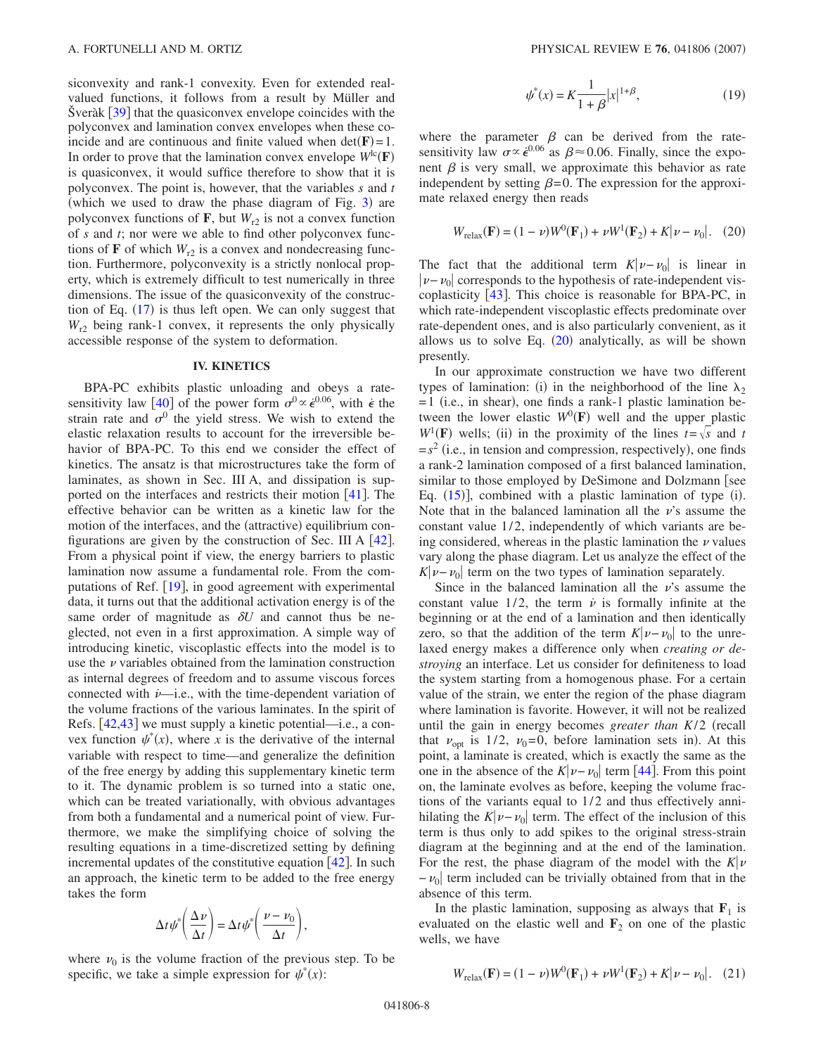siconvexity and rank-1 convexity. Even for extended real-valued functions, it follows from a result by Müller and Šveràk [39] that the quasiconvex envelope coincides with the polyconvex and lamination convex envelopes when these coincide and are continuous and finite valued when $\det(\mathbf{F})=1$. In order to prove that the lamination convex envelope $W^{lc}(\mathbf{F})$ is quasiconvex, it would suffice therefore to show that it is polyconvex. The point is, however, that the variables $s$ and $t$ (which we used to draw the phase diagram of Fig. 3) are polyconvex functions of $\mathbf{F}$, but $W_{r2}$ is not a convex function of $s$ and $t$; nor were we able to find other polyconvex functions of $\mathbf{F}$ of which $W_{r2}$ is a convex and nondecreasing function. Furthermore, polyconvexity is a strictly nonlocal property, which is extremely difficult to test numerically in three dimensions. The issue of the quasiconvexity of the construction of Eq. (17) is thus left open. We can only suggest that $W_{r2}$ being rank-1 convex, it represents the only physically accessible response of the system to deformation.

## IV. KINETICS

BPA-PC exhibits plastic unloading and obeys a rate-sensitivity law [40] of the power form $\sigma^0 \propto \dot{\epsilon}^{0.06}$, with $\dot{\epsilon}$ the strain rate and $\sigma^0$ the yield stress. We wish to extend the elastic relaxation results to account for the irreversible behavior of BPA-PC. To this end we consider the effect of kinetics. The ansatz is that microstructures take the form of laminates, as shown in Sec. III A, and dissipation is supported on the interfaces and restricts their motion [41]. The effective behavior can be written as a kinetic law for the motion of the interfaces, and the (attractive) equilibrium configurations are given by the construction of Sec. III A [42]. From a physical point if view, the energy barriers to plastic lamination now assume a fundamental role. From the computations of Ref. [19], in good agreement with experimental data, it turns out that the additional activation energy is of the same order of magnitude as $\delta U$ and cannot thus be neglected, not even in a first approximation. A simple way of introducing kinetic, viscoplastic effects into the model is to use the $\nu$ variables obtained from the lamination construction as internal degrees of freedom and to assume viscous forces connected with $\dot{\nu}$—i.e., with the time-dependent variation of the volume fractions of the various laminates. In the spirit of Refs. [42,43] we must supply a kinetic potential—i.e., a convex function $\psi^*(x)$, where $x$ is the derivative of the internal variable with respect to time—and generalize the definition of the free energy by adding this supplementary kinetic term to it. The dynamic problem is so turned into a static one, which can be treated variationally, with obvious advantages from both a fundamental and a numerical point of view. Furthermore, we make the simplifying choice of solving the resulting equations in a time-discretized setting by defining incremental updates of the constitutive equation [42]. In such an approach, the kinetic term to be added to the free energy takes the form

$$\Delta t \psi^*\left(\frac{\Delta \nu}{\Delta t}\right) = \Delta t \psi^*\left(\frac{\nu - \nu_0}{\Delta t}\right),$$

where $\nu_0$ is the volume fraction of the previous step. To be specific, we take a simple expression for $\psi^*(x)$:

$$\psi^*(x) = K\frac{1}{1+\beta}|x|^{1+\beta}, \tag{19}$$

where the parameter $\beta$ can be derived from the rate-sensitivity law $\sigma \propto \dot{\epsilon}^{0.06}$ as $\beta \approx 0.06$. Finally, since the exponent $\beta$ is very small, we approximate this behavior as rate independent by setting $\beta=0$. The expression for the approximate relaxed energy then reads

$$W_{\mathrm{relax}}(\mathbf{F}) = (1-\nu)W^0(\mathbf{F}_1) + \nu W^1(\mathbf{F}_2) + K|\nu - \nu_0|. \tag{20}$$

The fact that the additional term $K|\nu-\nu_0|$ is linear in $|\nu-\nu_0|$ corresponds to the hypothesis of rate-independent viscoplasticity [43]. This choice is reasonable for BPA-PC, in which rate-independent viscoplastic effects predominate over rate-dependent ones, and is also particularly convenient, as it allows us to solve Eq. (20) analytically, as will be shown presently.

In our approximate construction we have two different types of lamination: (i) in the neighborhood of the line $\lambda_2 = 1$ (i.e., in shear), one finds a rank-1 plastic lamination between the lower elastic $W^0(\mathbf{F})$ well and the upper plastic $W^1(\mathbf{F})$ wells; (ii) in the proximity of the lines $t=\sqrt{s}$ and $t=s^2$ (i.e., in tension and compression, respectively), one finds a rank-2 lamination composed of a first balanced lamination, similar to those employed by DeSimone and Dolzmann [see Eq. (15)], combined with a plastic lamination of type (i). Note that in the balanced lamination all the $\nu$'s assume the constant value 1/2, independently of which variants are being considered, whereas in the plastic lamination the $\nu$ values vary along the phase diagram. Let us analyze the effect of the $K|\nu-\nu_0|$ term on the two types of lamination separately.

Since in the balanced lamination all the $\nu$'s assume the constant value 1/2, the term $\dot{\nu}$ is formally infinite at the beginning or at the end of a lamination and then identically zero, so that the addition of the term $K|\nu-\nu_0|$ to the unrelaxed energy makes a difference only when *creating or destroying* an interface. Let us consider for definiteness to load the system starting from a homogenous phase. For a certain value of the strain, we enter the region of the phase diagram where lamination is favorite. However, it will not be realized until the gain in energy becomes *greater than* $K/2$ (recall that $\nu_{\mathrm{opt}}$ is 1/2, $\nu_0=0$, before lamination sets in). At this point, a laminate is created, which is exactly the same as the one in the absence of the $K|\nu-\nu_0|$ term [44]. From this point on, the laminate evolves as before, keeping the volume fractions of the variants equal to 1/2 and thus effectively annihilating the $K|\nu-\nu_0|$ term. The effect of the inclusion of this term is thus only to add spikes to the original stress-strain diagram at the beginning and at the end of the lamination. For the rest, the phase diagram of the model with the $K|\nu-\nu_0|$ term included can be trivially obtained from that in the absence of this term.

In the plastic lamination, supposing as always that $\mathbf{F}_1$ is evaluated on the elastic well and $\mathbf{F}_2$ on one of the plastic wells, we have

$$W_{\mathrm{relax}}(\mathbf{F}) = (1-\nu)W^0(\mathbf{F}_1) + \nu W^1(\mathbf{F}_2) + K|\nu - \nu_0|. \tag{21}$$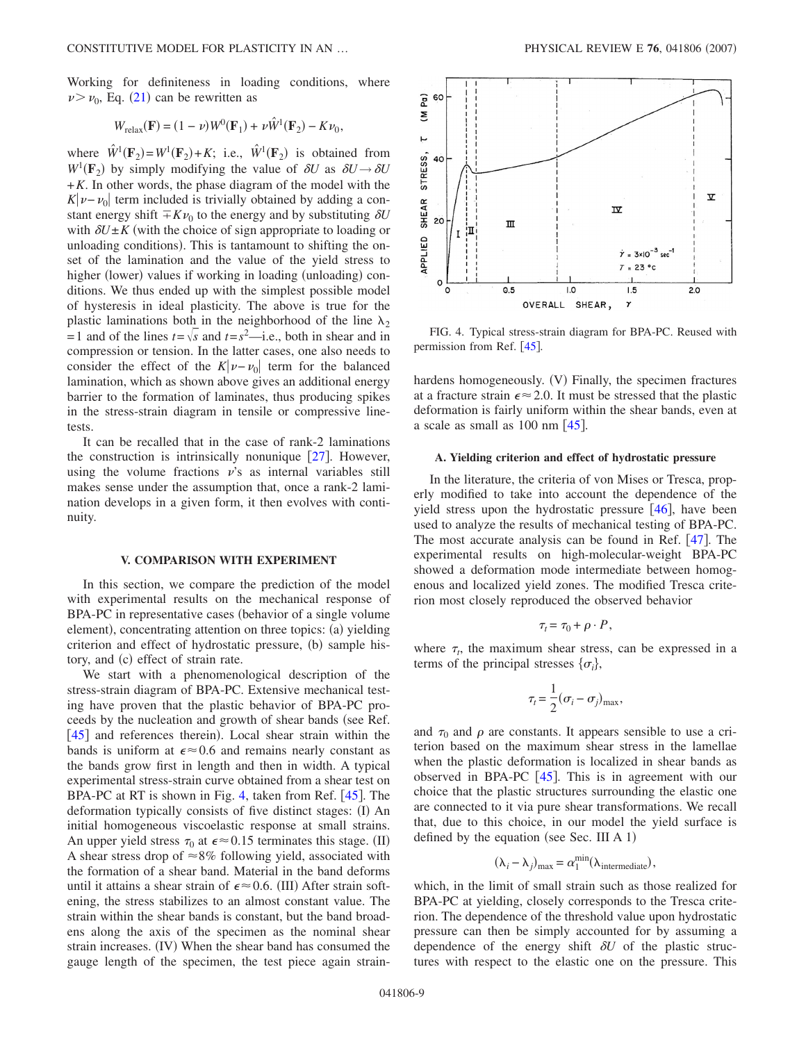Working for definiteness in loading conditions, where $\nu > \nu_0$, Eq. (21) can be rewritten as

$$W_{\text{relax}}(\mathbf{F}) = (1-\nu)W^0(\mathbf{F}_1) + \nu \hat{W}^1(\mathbf{F}_2) - K\nu_0,$$

where $\hat{W}^1(\mathbf{F}_2) = W^1(\mathbf{F}_2) + K$; i.e., $\hat{W}^1(\mathbf{F}_2)$ is obtained from $W^1(\mathbf{F}_2)$ by simply modifying the value of $\delta U$ as $\delta U \to \delta U + K$. In other words, the phase diagram of the model with the $K|\nu-\nu_0|$ term included is trivially obtained by adding a constant energy shift $\mp K\nu_0$ to the energy and by substituting $\delta U$ with $\delta U \pm K$ (with the choice of sign appropriate to loading or unloading conditions). This is tantamount to shifting the onset of the lamination and the value of the yield stress to higher (lower) values if working in loading (unloading) conditions. We thus ended up with the simplest possible model of hysteresis in ideal plasticity. The above is true for the plastic laminations both in the neighborhood of the line $\lambda_2 = 1$ and of the lines $t = \sqrt{s}$ and $t = s^2$—i.e., both in shear and in compression or tension. In the latter cases, one also needs to consider the effect of the $K|\nu-\nu_0|$ term for the balanced lamination, which as shown above gives an additional energy barrier to the formation of laminates, thus producing spikes in the stress-strain diagram in tensile or compressive linetests.

It can be recalled that in the case of rank-2 laminations the construction is intrinsically nonunique [27]. However, using the volume fractions $\nu$'s as internal variables still makes sense under the assumption that, once a rank-2 lamination develops in a given form, it then evolves with continuity.

## V. COMPARISON WITH EXPERIMENT

In this section, we compare the prediction of the model with experimental results on the mechanical response of BPA-PC in representative cases (behavior of a single volume element), concentrating attention on three topics: (a) yielding criterion and effect of hydrostatic pressure, (b) sample history, and (c) effect of strain rate.

We start with a phenomenological description of the stress-strain diagram of BPA-PC. Extensive mechanical testing have proven that the plastic behavior of BPA-PC proceeds by the nucleation and growth of shear bands (see Ref. [45] and references therein). Local shear strain within the bands is uniform at $\epsilon \approx 0.6$ and remains nearly constant as the bands grow first in length and then in width. A typical experimental stress-strain curve obtained from a shear test on BPA-PC at RT is shown in Fig. 4, taken from Ref. [45]. The deformation typically consists of five distinct stages: (I) An initial homogeneous viscoelastic response at small strains. An upper yield stress $\tau_0$ at $\epsilon \approx 0.15$ terminates this stage. (II) A shear stress drop of $\approx 8\%$ following yield, associated with the formation of a shear band. Material in the band deforms until it attains a shear strain of $\epsilon \approx 0.6$. (III) After strain softening, the stress stabilizes to an almost constant value. The strain within the shear bands is constant, but the band broadens along the axis of the specimen as the nominal shear strain increases. (IV) When the shear band has consumed the gauge length of the specimen, the test piece again strain-hardens homogeneously. (V) Finally, the specimen fractures at a fracture strain $\epsilon \approx 2.0$. It must be stressed that the plastic deformation is fairly uniform within the shear bands, even at a scale as small as 100 nm [45].

FIG. 4. Typical stress-strain diagram for BPA-PC. Reused with permission from Ref. [45].

### A. Yielding criterion and effect of hydrostatic pressure

In the literature, the criteria of von Mises or Tresca, properly modified to take into account the dependence of the yield stress upon the hydrostatic pressure [46], have been used to analyze the results of mechanical testing of BPA-PC. The most accurate analysis can be found in Ref. [47]. The experimental results on high-molecular-weight BPA-PC showed a deformation mode intermediate between homogeneous and localized yield zones. The modified Tresca criterion most closely reproduced the observed behavior

$$\tau_t = \tau_0 + \rho \cdot P,$$

where $\tau_t$, the maximum shear stress, can be expressed in a terms of the principal stresses $\{\sigma_i\}$,

$$\tau_t = \frac{1}{2}(\sigma_i - \sigma_j)_{\max},$$

and $\tau_0$ and $\rho$ are constants. It appears sensible to use a criterion based on the maximum shear stress in the lamellae when the plastic deformation is localized in shear bands as observed in BPA-PC [45]. This is in agreement with our choice that the plastic structures surrounding the elastic one are connected to it via pure shear transformations. We recall that, due to this choice, in our model the yield surface is defined by the equation (see Sec. III A 1)

$$(\lambda_i - \lambda_j)_{\max} = \alpha_1^{\min}(\lambda_{\text{intermediate}}),$$

which, in the limit of small strain such as those realized for BPA-PC at yielding, closely corresponds to the Tresca criterion. The dependence of the threshold value upon hydrostatic pressure can then be simply accounted for by assuming a dependence of the energy shift $\delta U$ of the plastic structures with respect to the elastic one on the pressure. This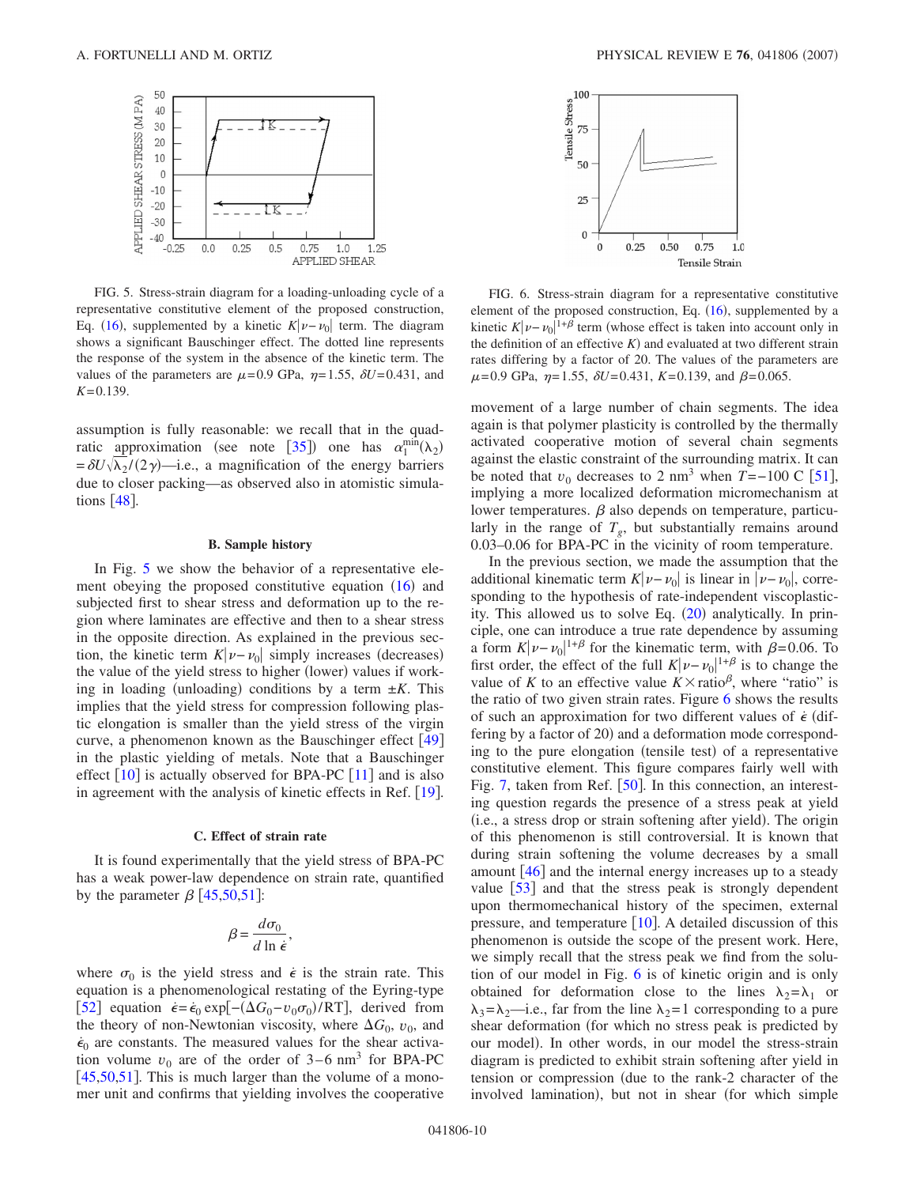FIG. 5. Stress-strain diagram for a loading-unloading cycle of a representative constitutive element of the proposed construction, Eq. (16), supplemented by a kinetic $K|\nu-\nu_0|$ term. The diagram shows a significant Bauschinger effect. The dotted line represents the response of the system in the absence of the kinetic term. The values of the parameters are $\mu=0.9$ GPa, $\eta=1.55$, $\delta U=0.431$, and $K=0.139$.

FIG. 6. Stress-strain diagram for a representative constitutive element of the proposed construction, Eq. (16), supplemented by a kinetic $K|\nu-\nu_0|^{1+\beta}$ term (whose effect is taken into account only in the definition of an effective $K$) and evaluated at two different strain rates differing by a factor of 20. The values of the parameters are $\mu=0.9$ GPa, $\eta=1.55$, $\delta U=0.431$, $K=0.139$, and $\beta=0.065$.

assumption is fully reasonable: we recall that in the quadratic approximation (see note [35]) one has $\alpha_1^{\min}(\lambda_2)=\delta U\sqrt{\lambda_2}/(2\gamma)$—i.e., a magnification of the energy barriers due to closer packing—as observed also in atomistic simulations [48].

### B. Sample history

In Fig. 5 we show the behavior of a representative element obeying the proposed constitutive equation (16) and subjected first to shear stress and deformation up to the region where laminates are effective and then to a shear stress in the opposite direction. As explained in the previous section, the kinetic term $K|\nu-\nu_0|$ simply increases (decreases) the value of the yield stress to higher (lower) values if working in loading (unloading) conditions by a term $\pm K$. This implies that the yield stress for compression following plastic elongation is smaller than the yield stress of the virgin curve, a phenomenon known as the Bauschinger effect [49] in the plastic yielding of metals. Note that a Bauschinger effect [10] is actually observed for BPA-PC [11] and is also in agreement with the analysis of kinetic effects in Ref. [19].

### C. Effect of strain rate

It is found experimentally that the yield stress of BPA-PC has a weak power-law dependence on strain rate, quantified by the parameter $\beta$ [45,50,51]:

$$\beta=\frac{d\sigma_0}{d\ln\dot{\epsilon}},$$

where $\sigma_0$ is the yield stress and $\dot{\epsilon}$ is the strain rate. This equation is a phenomenological restating of the Eyring-type [52] equation $\dot{\epsilon}=\dot{\epsilon}_0\exp[-(\Delta G_0-v_0\sigma_0)/\mathrm{RT}]$, derived from the theory of non-Newtonian viscosity, where $\Delta G_0$, $v_0$, and $\dot{\epsilon}_0$ are constants. The measured values for the shear activation volume $v_0$ are of the order of 3–6 nm$^3$ for BPA-PC [45,50,51]. This is much larger than the volume of a monomer unit and confirms that yielding involves the cooperative movement of a large number of chain segments. The idea again is that polymer plasticity is controlled by the thermally activated cooperative motion of several chain segments against the elastic constraint of the surrounding matrix. It can be noted that $v_0$ decreases to 2 nm$^3$ when $T=-100$ C [51], implying a more localized deformation micromechanism at lower temperatures. $\beta$ also depends on temperature, particularly in the range of $T_g$, but substantially remains around 0.03–0.06 for BPA-PC in the vicinity of room temperature.

In the previous section, we made the assumption that the additional kinematic term $K|\nu-\nu_0|$ is linear in $|\nu-\nu_0|$, corresponding to the hypothesis of rate-independent viscoplasticity. This allowed us to solve Eq. (20) analytically. In principle, one can introduce a true rate dependence by assuming a form $K|\nu-\nu_0|^{1+\beta}$ for the kinematic term, with $\beta=0.06$. To first order, the effect of the full $K|\nu-\nu_0|^{1+\beta}$ is to change the value of $K$ to an effective value $K\times\text{ratio}^{\beta}$, where "ratio" is the ratio of two given strain rates. Figure 6 shows the results of such an approximation for two different values of $\dot{\epsilon}$ (differing by a factor of 20) and a deformation mode corresponding to the pure elongation (tensile test) of a representative constitutive element. This figure compares fairly well with Fig. 7, taken from Ref. [50]. In this connection, an interesting question regards the presence of a stress peak at yield (i.e., a stress drop or strain softening after yield). The origin of this phenomenon is still controversial. It is known that during strain softening the volume decreases by a small amount [46] and the internal energy increases up to a steady value [53] and that the stress peak is strongly dependent upon thermomechanical history of the specimen, external pressure, and temperature [10]. A detailed discussion of this phenomenon is outside the scope of the present work. Here, we simply recall that the stress peak we find from the solution of our model in Fig. 6 is of kinetic origin and is only obtained for deformation close to the lines $\lambda_2=\lambda_1$ or $\lambda_3=\lambda_2$—i.e., far from the line $\lambda_2=1$ corresponding to a pure shear deformation (for which no stress peak is predicted by our model). In other words, in our model the stress-strain diagram is predicted to exhibit strain softening after yield in tension or compression (due to the rank-2 character of the involved lamination), but not in shear (for which simple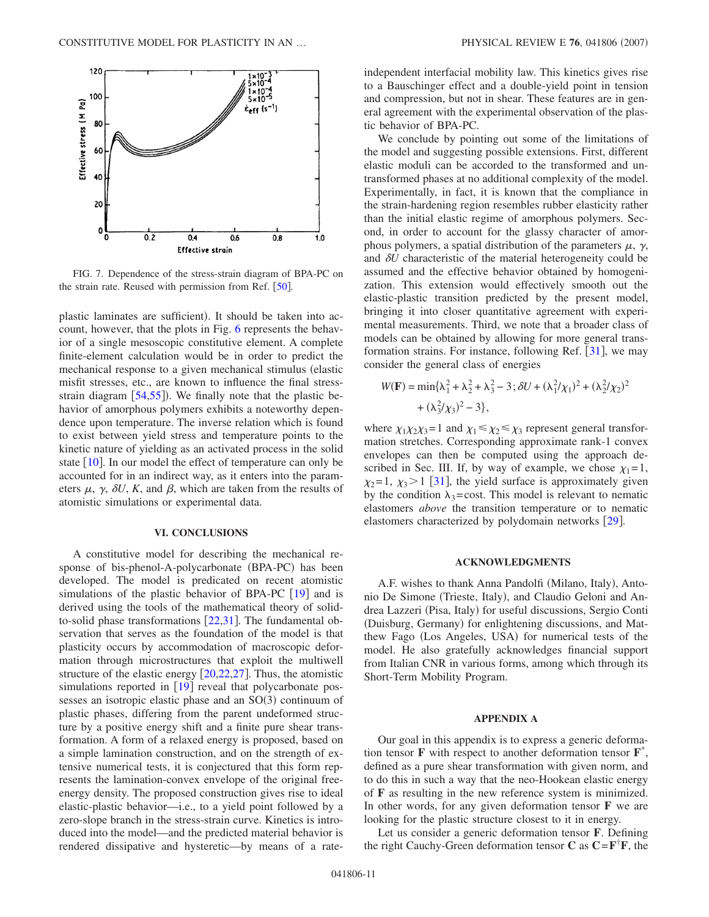FIG. 7. Dependence of the stress-strain diagram of BPA-PC on the strain rate. Reused with permission from Ref. [50].

plastic laminates are sufficient). It should be taken into account, however, that the plots in Fig. 6 represents the behavior of a single mesoscopic constitutive element. A complete finite-element calculation would be in order to predict the mechanical response to a given mechanical stimulus (elastic misfit stresses, etc., are known to influence the final stress-strain diagram [54,55]). We finally note that the plastic behavior of amorphous polymers exhibits a noteworthy dependence upon temperature. The inverse relation which is found to exist between yield stress and temperature points to the kinetic nature of yielding as an activated process in the solid state [10]. In our model the effect of temperature can only be accounted for in an indirect way, as it enters into the parameters $\mu$, $\gamma$, $\delta U$, $K$, and $\beta$, which are taken from the results of atomistic simulations or experimental data.

## VI. CONCLUSIONS

A constitutive model for describing the mechanical response of bis-phenol-A-polycarbonate (BPA-PC) has been developed. The model is predicated on recent atomistic simulations of the plastic behavior of BPA-PC [19] and is derived using the tools of the mathematical theory of solid-to-solid phase transformations [22,31]. The fundamental observation that serves as the foundation of the model is that plasticity occurs by accommodation of macroscopic deformation through microstructures that exploit the multiwell structure of the elastic energy [20,22,27]. Thus, the atomistic simulations reported in [19] reveal that polycarbonate possesses an isotropic elastic phase and an SO(3) continuum of plastic phases, differing from the parent undeformed structure by a positive energy shift and a finite pure shear transformation. A form of a relaxed energy is proposed, based on a simple lamination construction, and on the strength of extensive numerical tests, it is conjectured that this form represents the lamination-convex envelope of the original free-energy density. The proposed construction gives rise to ideal elastic-plastic behavior—i.e., to a yield point followed by a zero-slope branch in the stress-strain curve. Kinetics is introduced into the model—and the predicted material behavior is rendered dissipative and hysteretic—by means of a rate-independent interfacial mobility law. This kinetics gives rise to a Bauschinger effect and a double-yield point in tension and compression, but not in shear. These features are in general agreement with the experimental observation of the plastic behavior of BPA-PC.

We conclude by pointing out some of the limitations of the model and suggesting possible extensions. First, different elastic moduli can be accorded to the transformed and untransformed phases at no additional complexity of the model. Experimentally, in fact, it is known that the compliance in the strain-hardening region resembles rubber elasticity rather than the initial elastic regime of amorphous polymers. Second, in order to account for the glassy character of amorphous polymers, a spatial distribution of the parameters $\mu$, $\gamma$, and $\delta U$ characteristic of the material heterogeneity could be assumed and the effective behavior obtained by homogenization. This extension would effectively smooth out the elastic-plastic transition predicted by the present model, bringing it into closer quantitative agreement with experimental measurements. Third, we note that a broader class of models can be obtained by allowing for more general transformation strains. For instance, following Ref. [31], we may consider the general class of energies

$$W(\mathbf{F}) = \min\{\lambda_1^2 + \lambda_2^2 + \lambda_3^2 - 3; \delta U + (\lambda_1^2/\chi_1)^2 + (\lambda_2^2/\chi_2)^2 + (\lambda_3^2/\chi_3)^2 - 3\},$$

where $\chi_1\chi_2\chi_3 = 1$ and $\chi_1 \leqslant \chi_2 \leqslant \chi_3$ represent general transformation stretches. Corresponding approximate rank-1 convex envelopes can then be computed using the approach described in Sec. III. If, by way of example, we chose $\chi_1 = 1$, $\chi_2 = 1$, $\chi_3 > 1$ [31], the yield surface is approximately given by the condition $\lambda_3 = \text{cost}$. This model is relevant to nematic elastomers *above* the transition temperature or to nematic elastomers characterized by polydomain networks [29].

## ACKNOWLEDGMENTS

A.F. wishes to thank Anna Pandolfi (Milano, Italy), Antonio De Simone (Trieste, Italy), and Claudio Geloni and Andrea Lazzeri (Pisa, Italy) for useful discussions, Sergio Conti (Duisburg, Germany) for enlightening discussions, and Matthew Fago (Los Angeles, USA) for numerical tests of the model. He also gratefully acknowledges financial support from Italian CNR in various forms, among which through its Short-Term Mobility Program.

## APPENDIX A

Our goal in this appendix is to express a generic deformation tensor $\mathbf{F}$ with respect to another deformation tensor $\mathbf{F}^*$, defined as a pure shear transformation with given norm, and to do this in such a way that the neo-Hookean elastic energy of $\mathbf{F}$ as resulting in the new reference system is minimized. In other words, for any given deformation tensor $\mathbf{F}$ we are looking for the plastic structure closest to it in energy.

Let us consider a generic deformation tensor $\mathbf{F}$. Defining the right Cauchy-Green deformation tensor $\mathbf{C}$ as $\mathbf{C} = \mathbf{F}^\dagger \mathbf{F}$, the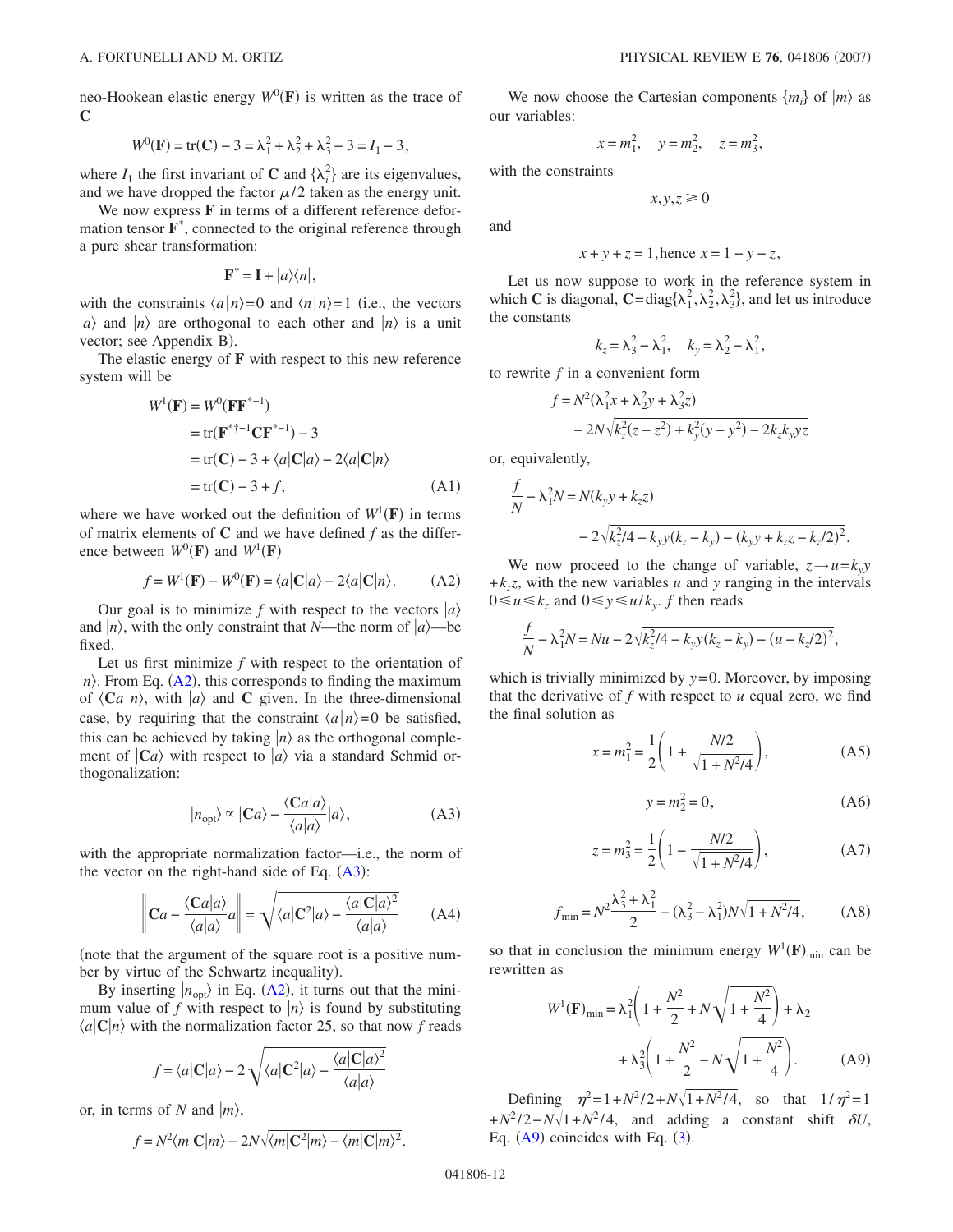neo-Hookean elastic energy $W^0(\mathbf{F})$ is written as the trace of $\mathbf{C}$

$$W^0(\mathbf{F}) = \mathrm{tr}(\mathbf{C}) - 3 = \lambda_1^2 + \lambda_2^2 + \lambda_3^2 - 3 = I_1 - 3,$$

where $I_1$ the first invariant of $\mathbf{C}$ and $\{\lambda_i^2\}$ are its eigenvalues, and we have dropped the factor $\mu/2$ taken as the energy unit.

We now express $\mathbf{F}$ in terms of a different reference deformation tensor $\mathbf{F}^*$, connected to the original reference through a pure shear transformation:

$$\mathbf{F}^* = \mathbf{I} + |a\rangle\langle n|,$$

with the constraints $\langle a|n\rangle = 0$ and $\langle n|n\rangle = 1$ (i.e., the vectors $|a\rangle$ and $|n\rangle$ are orthogonal to each other and $|n\rangle$ is a unit vector; see Appendix B).

The elastic energy of $\mathbf{F}$ with respect to this new reference system will be

$$\begin{aligned} W^1(\mathbf{F}) &= W^0(\mathbf{F}\mathbf{F}^{*-1}) \\ &= \mathrm{tr}(\mathbf{F}^{*\dagger-1}\mathbf{C}\mathbf{F}^{*-1}) - 3 \\ &= \mathrm{tr}(\mathbf{C}) - 3 + \langle a|\mathbf{C}|a\rangle - 2\langle a|\mathbf{C}|n\rangle \\ &= \mathrm{tr}(\mathbf{C}) - 3 + f, \end{aligned} \tag{A1}$$

where we have worked out the definition of $W^1(\mathbf{F})$ in terms of matrix elements of $\mathbf{C}$ and we have defined $f$ as the difference between $W^0(\mathbf{F})$ and $W^1(\mathbf{F})$

$$f = W^1(\mathbf{F}) - W^0(\mathbf{F}) = \langle a|\mathbf{C}|a\rangle - 2\langle a|\mathbf{C}|n\rangle. \tag{A2}$$

Our goal is to minimize $f$ with respect to the vectors $|a\rangle$ and $|n\rangle$, with the only constraint that $N$—the norm of $|a\rangle$—be fixed.

Let us first minimize $f$ with respect to the orientation of $|n\rangle$. From Eq. (A2), this corresponds to finding the maximum of $\langle \mathbf{C}a|n\rangle$, with $|a\rangle$ and $\mathbf{C}$ given. In the three-dimensional case, by requiring that the constraint $\langle a|n\rangle = 0$ be satisfied, this can be achieved by taking $|n\rangle$ as the orthogonal complement of $|\mathbf{C}a\rangle$ with respect to $|a\rangle$ via a standard Schmid orthogonalization:

$$|n_{\mathrm{opt}}\rangle \propto |\mathbf{C}a\rangle - \frac{\langle \mathbf{C}a|a\rangle}{\langle a|a\rangle}|a\rangle, \tag{A3}$$

with the appropriate normalization factor—i.e., the norm of the vector on the right-hand side of Eq. (A3):

$$\left\| \mathbf{C}a - \frac{\langle \mathbf{C}a|a\rangle}{\langle a|a\rangle} a \right\| = \sqrt{\langle a|\mathbf{C}^2|a\rangle - \frac{\langle a|\mathbf{C}|a\rangle^2}{\langle a|a\rangle}} \tag{A4}$$

(note that the argument of the square root is a positive number by virtue of the Schwartz inequality).

By inserting $|n_{\mathrm{opt}}\rangle$ in Eq. (A2), it turns out that the minimum value of $f$ with respect to $|n\rangle$ is found by substituting $\langle a|\mathbf{C}|n\rangle$ with the normalization factor 25, so that now $f$ reads

$$f = \langle a|\mathbf{C}|a\rangle - 2\sqrt{\langle a|\mathbf{C}^2|a\rangle - \frac{\langle a|\mathbf{C}|a\rangle^2}{\langle a|a\rangle}}$$

or, in terms of $N$ and $|m\rangle$,

$$f = N^2\langle m|\mathbf{C}|m\rangle - 2N\sqrt{\langle m|\mathbf{C}^2|m\rangle - \langle m|\mathbf{C}|m\rangle^2}.$$

We now choose the Cartesian components $\{m_i\}$ of $|m\rangle$ as our variables:

$$x = m_1^2, \quad y = m_2^2, \quad z = m_3^2,$$

with the constraints

$$x, y, z \geq 0$$

and

$$x + y + z = 1, \text{hence } x = 1 - y - z,$$

Let us now suppose to work in the reference system in which $\mathbf{C}$ is diagonal, $\mathbf{C} = \mathrm{diag}\{\lambda_1^2, \lambda_2^2, \lambda_3^2\}$, and let us introduce the constants

$$k_z = \lambda_3^2 - \lambda_1^2, \quad k_y = \lambda_2^2 - \lambda_1^2,$$

to rewrite $f$ in a convenient form

$$\begin{aligned} f = {} & N^2(\lambda_1^2 x + \lambda_2^2 y + \lambda_3^2 z) \\ & - 2N\sqrt{k_z^2(z - z^2) + k_y^2(y - y^2) - 2k_z k_y yz} \end{aligned}$$

or, equivalently,

$$\begin{aligned} \frac{f}{N} - \lambda_1^2 N = {} & N(k_y y + k_z z) \\ & - 2\sqrt{k_z^2/4 - k_y y(k_z - k_y) - (k_y y + k_z z - k_z/2)^2}. \end{aligned}$$

We now proceed to the change of variable, $z \to u = k_y y + k_z z$, with the new variables $u$ and $y$ ranging in the intervals $0 \leq u \leq k_z$ and $0 \leq y \leq u/k_y$. $f$ then reads

$$\frac{f}{N} - \lambda_1^2 N = Nu - 2\sqrt{k_z^2/4 - k_y y(k_z - k_y) - (u - k_z/2)^2},$$

which is trivially minimized by $y = 0$. Moreover, by imposing that the derivative of $f$ with respect to $u$ equal zero, we find the final solution as

$$x = m_1^2 = \frac{1}{2}\left(1 + \frac{N/2}{\sqrt{1 + N^2/4}}\right), \tag{A5}$$

$$y = m_2^2 = 0, \tag{A6}$$

$$z = m_3^2 = \frac{1}{2}\left(1 - \frac{N/2}{\sqrt{1 + N^2/4}}\right), \tag{A7}$$

$$f_{\min} = N^2\frac{\lambda_3^2 + \lambda_1^2}{2} - (\lambda_3^2 - \lambda_1^2)N\sqrt{1 + N^2/4}, \tag{A8}$$

so that in conclusion the minimum energy $W^1(\mathbf{F})_{\min}$ can be rewritten as

$$\begin{aligned} W^1(\mathbf{F})_{\min} = {} & \lambda_1^2\left(1 + \frac{N^2}{2} + N\sqrt{1 + \frac{N^2}{4}}\right) + \lambda_2 \\ & + \lambda_3^2\left(1 + \frac{N^2}{2} - N\sqrt{1 + \frac{N^2}{4}}\right). \end{aligned} \tag{A9}$$

Defining $\eta^2 = 1 + N^2/2 + N\sqrt{1 + N^2/4}$, so that $1/\eta^2 = 1 + N^2/2 - N\sqrt{1 + N^2/4}$, and adding a constant shift $\delta U$, Eq. (A9) coincides with Eq. (3).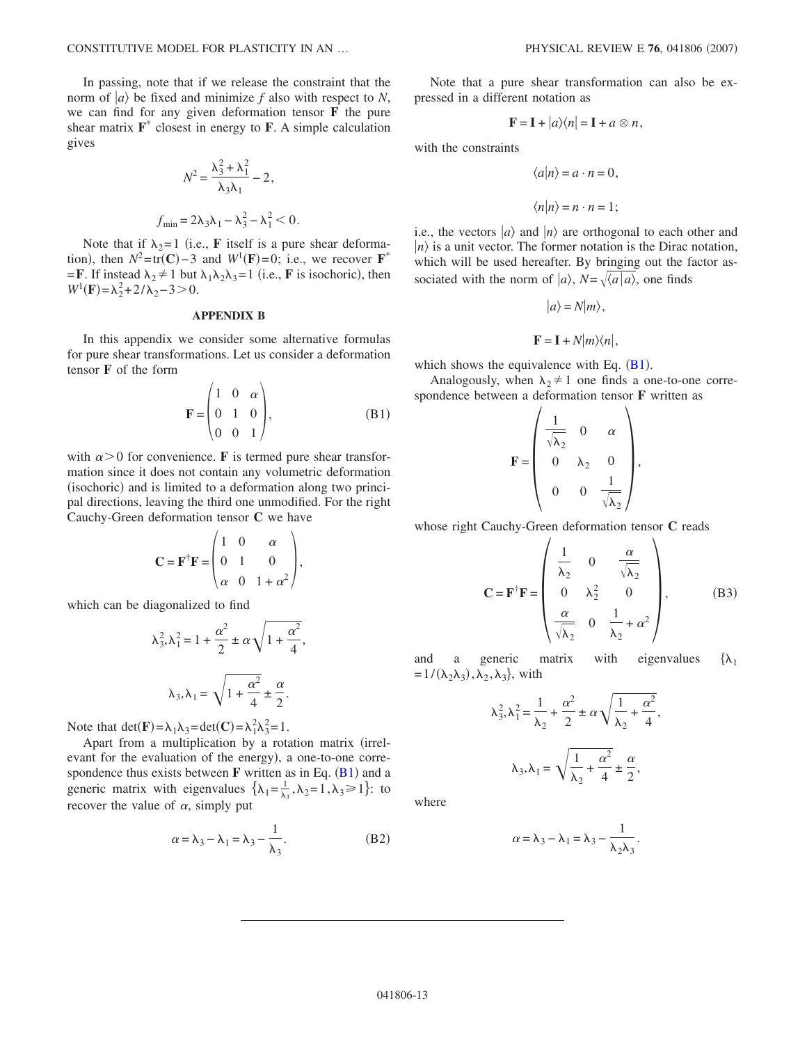In passing, note that if we release the constraint that the norm of $|a\rangle$ be fixed and minimize $f$ also with respect to $N$, we can find for any given deformation tensor $\mathbf{F}$ the pure shear matrix $\mathbf{F}^*$ closest in energy to $\mathbf{F}$. A simple calculation gives

$$N^2 = \frac{\lambda_3^2 + \lambda_1^2}{\lambda_3 \lambda_1} - 2,$$

$$f_{\min} = 2\lambda_3\lambda_1 - \lambda_3^2 - \lambda_1^2 < 0.$$

Note that if $\lambda_2 = 1$ (i.e., $\mathbf{F}$ itself is a pure shear deformation), then $N^2 = \mathrm{tr}(\mathbf{C}) - 3$ and $W^1(\mathbf{F}) = 0$; i.e., we recover $\mathbf{F}^* = \mathbf{F}$. If instead $\lambda_2 \neq 1$ but $\lambda_1\lambda_2\lambda_3 = 1$ (i.e., $\mathbf{F}$ is isochoric), then $W^1(\mathbf{F}) = \lambda_2^2 + 2/\lambda_2 - 3 > 0$.

## APPENDIX B

In this appendix we consider some alternative formulas for pure shear transformations. Let us consider a deformation tensor $\mathbf{F}$ of the form

$$\mathbf{F} = \begin{pmatrix} 1 & 0 & \alpha \\ 0 & 1 & 0 \\ 0 & 0 & 1 \end{pmatrix}, \tag{B1}$$

with $\alpha > 0$ for convenience. $\mathbf{F}$ is termed pure shear transformation since it does not contain any volumetric deformation (isochoric) and is limited to a deformation along two principal directions, leaving the third one unmodified. For the right Cauchy-Green deformation tensor $\mathbf{C}$ we have

$$\mathbf{C} = \mathbf{F}^\dagger \mathbf{F} = \begin{pmatrix} 1 & 0 & \alpha \\ 0 & 1 & 0 \\ \alpha & 0 & 1 + \alpha^2 \end{pmatrix},$$

which can be diagonalized to find

$$\lambda_3^2, \lambda_1^2 = 1 + \frac{\alpha^2}{2} \pm \alpha \sqrt{1 + \frac{\alpha^2}{4}},$$

$$\lambda_3, \lambda_1 = \sqrt{1 + \frac{\alpha^2}{4}} \pm \frac{\alpha}{2}.$$

Note that $\det(\mathbf{F}) = \lambda_1 \lambda_3 = \det(\mathbf{C}) = \lambda_1^2 \lambda_3^2 = 1$.

Apart from a multiplication by a rotation matrix (irrelevant for the evaluation of the energy), a one-to-one correspondence thus exists between $\mathbf{F}$ written as in Eq. (B1) and a generic matrix with eigenvalues $\{\lambda_1 = \frac{1}{\lambda_3}, \lambda_2 = 1, \lambda_3 \geqslant 1\}$: to recover the value of $\alpha$, simply put

$$\alpha = \lambda_3 - \lambda_1 = \lambda_3 - \frac{1}{\lambda_3}. \tag{B2}$$

Note that a pure shear transformation can also be expressed in a different notation as

$$\mathbf{F} = \mathbf{I} + |a\rangle\langle n| = \mathbf{I} + a \otimes n,$$

with the constraints

$$\langle a|n\rangle = a \cdot n = 0,$$

$$\langle n|n\rangle = n \cdot n = 1;$$

i.e., the vectors $|a\rangle$ and $|n\rangle$ are orthogonal to each other and $|n\rangle$ is a unit vector. The former notation is the Dirac notation, which will be used hereafter. By bringing out the factor associated with the norm of $|a\rangle$, $N = \sqrt{\langle a|a\rangle}$, one finds

$$|a\rangle = N|m\rangle,$$

$$\mathbf{F} = \mathbf{I} + N|m\rangle\langle n|,$$

which shows the equivalence with Eq. (B1).

Analogously, when $\lambda_2 \neq 1$ one finds a one-to-one correspondence between a deformation tensor $\mathbf{F}$ written as

$$\mathbf{F} = \begin{pmatrix} \frac{1}{\sqrt{\lambda_2}} & 0 & \alpha \\ 0 & \lambda_2 & 0 \\ 0 & 0 & \frac{1}{\sqrt{\lambda_2}} \end{pmatrix},$$

whose right Cauchy-Green deformation tensor $\mathbf{C}$ reads

$$\mathbf{C} = \mathbf{F}^\dagger \mathbf{F} = \begin{pmatrix} \frac{1}{\lambda_2} & 0 & \frac{\alpha}{\sqrt{\lambda_2}} \\ 0 & \lambda_2^2 & 0 \\ \frac{\alpha}{\sqrt{\lambda_2}} & 0 & \frac{1}{\lambda_2} + \alpha^2 \end{pmatrix}, \tag{B3}$$

and a generic matrix with eigenvalues $\{\lambda_1 = 1/(\lambda_2\lambda_3), \lambda_2, \lambda_3\}$, with

$$\lambda_3^2, \lambda_1^2 = \frac{1}{\lambda_2} + \frac{\alpha^2}{2} \pm \alpha \sqrt{\frac{1}{\lambda_2} + \frac{\alpha^2}{4}},$$

$$\lambda_3, \lambda_1 = \sqrt{\frac{1}{\lambda_2} + \frac{\alpha^2}{4}} \pm \frac{\alpha}{2},$$

where

$$\alpha = \lambda_3 - \lambda_1 = \lambda_3 - \frac{1}{\lambda_2 \lambda_3}.$$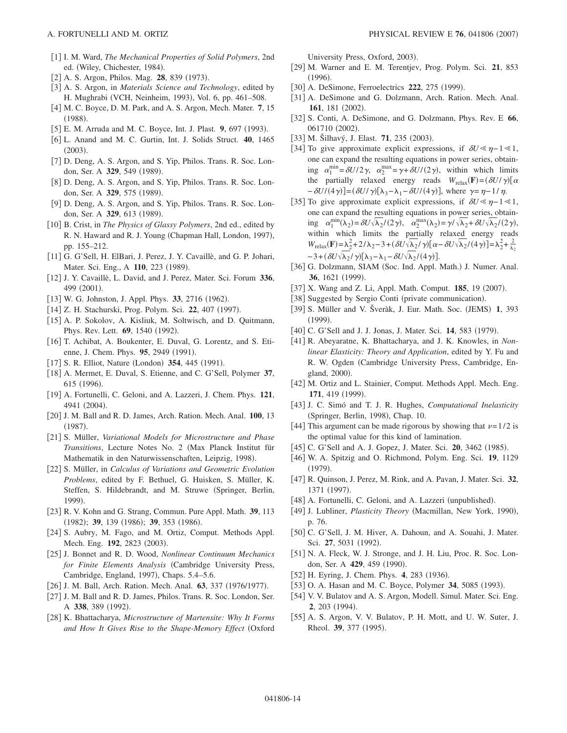[1] I. M. Ward, *The Mechanical Properties of Solid Polymers*, 2nd ed. (Wiley, Chichester, 1984).

[2] A. S. Argon, Philos. Mag. **28**, 839 (1973).

[3] A. S. Argon, in *Materials Science and Technology*, edited by H. Mughrabi (VCH, Neinheim, 1993), Vol. 6, pp. 461–508.

[4] M. C. Boyce, D. M. Park, and A. S. Argon, Mech. Mater. **7**, 15 (1988).

[5] E. M. Arruda and M. C. Boyce, Int. J. Plast. **9**, 697 (1993).

[6] L. Anand and M. C. Gurtin, Int. J. Solids Struct. **40**, 1465 (2003).

[7] D. Deng, A. S. Argon, and S. Yip, Philos. Trans. R. Soc. London, Ser. A **329**, 549 (1989).

[8] D. Deng, A. S. Argon, and S. Yip, Philos. Trans. R. Soc. London, Ser. A **329**, 575 (1989).

[9] D. Deng, A. S. Argon, and S. Yip, Philos. Trans. R. Soc. London, Ser. A **329**, 613 (1989).

[10] B. Crist, in *The Physics of Glassy Polymers*, 2nd ed., edited by R. N. Haward and R. J. Young (Chapman Hall, London, 1997), pp. 155–212.

[11] G. G'Sell, H. ElBari, J. Perez, J. Y. Cavaillè, and G. P. Johari, Mater. Sci. Eng., A **110**, 223 (1989).

[12] J. Y. Cavaillè, L. David, and J. Perez, Mater. Sci. Forum **336**, 499 (2001).

[13] W. G. Johnston, J. Appl. Phys. **33**, 2716 (1962).

[14] Z. H. Stachurski, Prog. Polym. Sci. **22**, 407 (1997).

[15] A. P. Sokolov, A. Kisliuk, M. Soltwisch, and D. Quitmann, Phys. Rev. Lett. **69**, 1540 (1992).

[16] T. Achibat, A. Boukenter, E. Duval, G. Lorentz, and S. Etienne, J. Chem. Phys. **95**, 2949 (1991).

[17] S. R. Elliot, Nature (London) **354**, 445 (1991).

[18] A. Mermet, E. Duval, S. Etienne, and C. G'Sell, Polymer **37**, 615 (1996).

[19] A. Fortunelli, C. Geloni, and A. Lazzeri, J. Chem. Phys. **121**, 4941 (2004).

[20] J. M. Ball and R. D. James, Arch. Ration. Mech. Anal. **100**, 13 (1987).

[21] S. Müller, *Variational Models for Microstructure and Phase Transitions*, Lecture Notes No. 2 (Max Planck Institut für Mathematik in den Naturwissenschaften, Leipzig, 1998).

[22] S. Müller, in *Calculus of Variations and Geometric Evolution Problems*, edited by F. Bethuel, G. Huisken, S. Müller, K. Steffen, S. Hildebrandt, and M. Struwe (Springer, Berlin, 1999).

[23] R. V. Kohn and G. Strang, Commun. Pure Appl. Math. **39**, 113 (1982); **39**, 139 (1986); **39**, 353 (1986).

[24] S. Aubry, M. Fago, and M. Ortiz, Comput. Methods Appl. Mech. Eng. **192**, 2823 (2003).

[25] J. Bonnet and R. D. Wood, *Nonlinear Continuum Mechanics for Finite Elements Analysis* (Cambridge University Press, Cambridge, England, 1997), Chaps. 5.4–5.6.

[26] J. M. Ball, Arch. Ration. Mech. Anal. **63**, 337 (1976/1977).

[27] J. M. Ball and R. D. James, Philos. Trans. R. Soc. London, Ser. A **338**, 389 (1992).

[28] K. Bhattacharya, *Microstructure of Martensite: Why It Forms and How It Gives Rise to the Shape-Memory Effect* (Oxford University Press, Oxford, 2003).

[29] M. Warner and E. M. Terentjev, Prog. Polym. Sci. **21**, 853 (1996).

[30] A. DeSimone, Ferroelectrics **222**, 275 (1999).

[31] A. DeSimone and G. Dolzmann, Arch. Ration. Mech. Anal. **161**, 181 (2002).

[32] S. Conti, A. DeSimone, and G. Dolzmann, Phys. Rev. E **66**, 061710 (2002).

[33] M. Šilhavý, J. Elast. **71**, 235 (2003).

[34] To give approximate explicit expressions, if $\delta U \ll \eta - 1 \ll 1$, one can expand the resulting equations in power series, obtaining $\alpha_1^{\min} = \delta U/2\gamma$, $\alpha_2^{\max} = \gamma + \delta U/(2\gamma)$, within which limits the partially relaxed energy reads $W_{\text{relax}}(\mathbf{F}) = (\delta U/\gamma)[\alpha - \delta U/(4\gamma)] = (\delta U/\gamma)[\lambda_3 - \lambda_1 - \delta U/(4\gamma)]$, where $\gamma = \eta - 1/\eta$.

[35] To give approximate explicit expressions, if $\delta U \ll \eta - 1 \ll 1$, one can expand the resulting equations in power series, obtaining $\alpha_1^{\min}(\lambda_2) = \delta U\sqrt{\lambda_2}/(2\gamma)$, $\alpha_2^{\max}(\lambda_2) = \gamma/\sqrt{\lambda_2} + \delta U\sqrt{\lambda_2}/(2\gamma)$, within which limits the partially relaxed energy reads $W_{\text{relax}}(\mathbf{F}) = \lambda_2^2 + 2/\lambda_2 - 3 + (\delta U\sqrt{\lambda_2}/\gamma)[\alpha - \delta U\sqrt{\lambda_2}/(4\gamma)] = \lambda_2^2 + \frac{2}{\lambda_2} - 3 + (\delta U\sqrt{\lambda_2}/\gamma)[\lambda_3 - \lambda_1 - \delta U\sqrt{\lambda_2}/(4\gamma)]$.

[36] G. Dolzmann, SIAM (Soc. Ind. Appl. Math.) J. Numer. Anal. **36**, 1621 (1999).

[37] X. Wang and Z. Li, Appl. Math. Comput. **185**, 19 (2007).

[38] Suggested by Sergio Conti (private communication).

[39] S. Müller and V. Šveràk, J. Eur. Math. Soc. (JEMS) **1**, 393 (1999).

[40] C. G'Sell and J. J. Jonas, J. Mater. Sci. **14**, 583 (1979).

[41] R. Abeyaratne, K. Bhattacharya, and J. K. Knowles, in *Nonlinear Elasticity: Theory and Application*, edited by Y. Fu and R. W. Ogden (Cambridge University Press, Cambridge, England, 2000).

[42] M. Ortiz and L. Stainier, Comput. Methods Appl. Mech. Eng. **171**, 419 (1999).

[43] J. C. Simó and T. J. R. Hughes, *Computational Inelasticity* (Springer, Berlin, 1998), Chap. 10.

[44] This argument can be made rigorous by showing that $\nu = 1/2$ is the optimal value for this kind of lamination.

[45] C. G'Sell and A. J. Gopez, J. Mater. Sci. **20**, 3462 (1985).

[46] W. A. Spitzig and O. Richmond, Polym. Eng. Sci. **19**, 1129 (1979).

[47] R. Quinson, J. Perez, M. Rink, and A. Pavan, J. Mater. Sci. **32**, 1371 (1997).

[48] A. Fortunelli, C. Geloni, and A. Lazzeri (unpublished).

[49] J. Lubliner, *Plasticity Theory* (Macmillan, New York, 1990), p. 76.

[50] C. G'Sell, J. M. Hiver, A. Dahoun, and A. Souahi, J. Mater. Sci. **27**, 5031 (1992).

[51] N. A. Fleck, W. J. Stronge, and J. H. Liu, Proc. R. Soc. London, Ser. A **429**, 459 (1990).

[52] H. Eyring, J. Chem. Phys. **4**, 283 (1936).

[53] O. A. Hasan and M. C. Boyce, Polymer **34**, 5085 (1993).

[54] V. V. Bulatov and A. S. Argon, Modell. Simul. Mater. Sci. Eng. **2**, 203 (1994).

[55] A. S. Argon, V. V. Bulatov, P. H. Mott, and U. W. Suter, J. Rheol. **39**, 377 (1995).